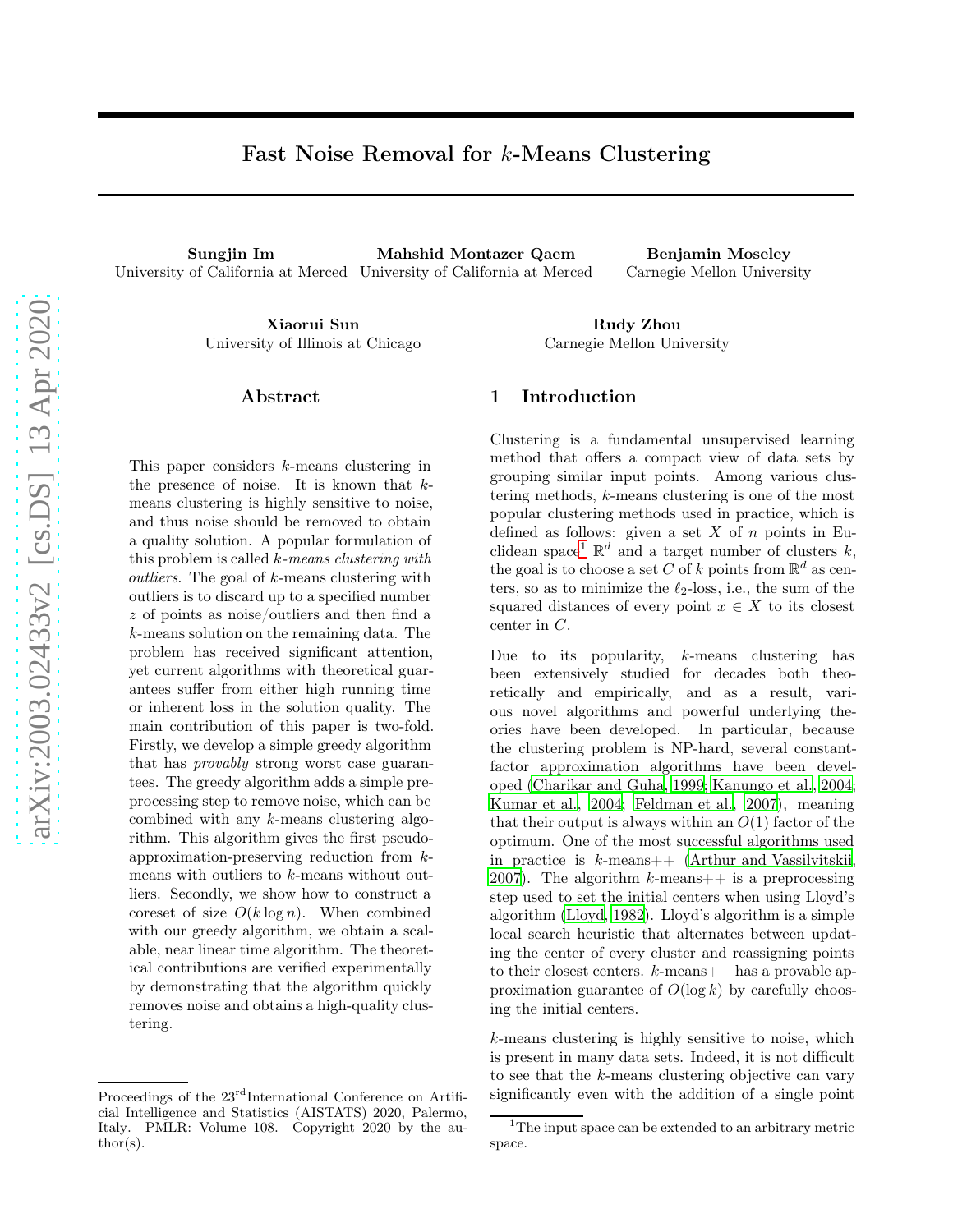# Fast Noise Removal for $k$-Means Clustering

**Sungjin Im**
University of California at Merced

**Mahshid Montazer Qaem**
University of California at Merced

**Benjamin Moseley**
Carnegie Mellon University

**Xiaorui Sun**
University of Illinois at Chicago

**Rudy Zhou**
Carnegie Mellon University

## Abstract

This paper considers $k$-means clustering in the presence of noise. It is known that $k$-means clustering is highly sensitive to noise, and thus noise should be removed to obtain a quality solution. A popular formulation of this problem is called *$k$-means clustering with outliers*. The goal of $k$-means clustering with outliers is to discard up to a specified number $z$ of points as noise/outliers and then find a $k$-means solution on the remaining data. The problem has received significant attention, yet current algorithms with theoretical guarantees suffer from either high running time or inherent loss in the solution quality. The main contribution of this paper is two-fold. Firstly, we develop a simple greedy algorithm that has *provably* strong worst case guarantees. The greedy algorithm adds a simple preprocessing step to remove noise, which can be combined with any $k$-means clustering algorithm. This algorithm gives the first pseudo-approximation-preserving reduction from $k$-means with outliers to $k$-means without outliers. Secondly, we show how to construct a coreset of size $O(k \log n)$. When combined with our greedy algorithm, we obtain a scalable, near linear time algorithm. The theoretical contributions are verified experimentally by demonstrating that the algorithm quickly removes noise and obtains a high-quality clustering.

## 1 Introduction

Clustering is a fundamental unsupervised learning method that offers a compact view of data sets by grouping similar input points. Among various clustering methods, $k$-means clustering is one of the most popular clustering methods used in practice, which is defined as follows: given a set $X$ of $n$ points in Euclidean space[1] $\mathbb{R}^d$ and a target number of clusters $k$, the goal is to choose a set $C$ of $k$ points from $\mathbb{R}^d$ as centers, so as to minimize the $\ell_2$-loss, i.e., the sum of the squared distances of every point $x \in X$ to its closest center in $C$.

Due to its popularity, $k$-means clustering has been extensively studied for decades both theoretically and empirically, and as a result, various novel algorithms and powerful underlying theories have been developed. In particular, because the clustering problem is NP-hard, several constant-factor approximation algorithms have been developed (Charikar and Guha, 1999; Kanungo et al., 2004; Kumar et al., 2004; Feldman et al., 2007), meaning that their output is always within an $O(1)$ factor of the optimum. One of the most successful algorithms used in practice is $k$-means++ (Arthur and Vassilvitskii, 2007). The algorithm $k$-means++ is a preprocessing step used to set the initial centers when using Lloyd's algorithm (Lloyd, 1982). Lloyd's algorithm is a simple local search heuristic that alternates between updating the center of every cluster and reassigning points to their closest centers. $k$-means++ has a provable approximation guarantee of $O(\log k)$ by carefully choosing the initial centers.

$k$-means clustering is highly sensitive to noise, which is present in many data sets. Indeed, it is not difficult to see that the $k$-means clustering objective can vary significantly even with the addition of a single point

[1] The input space can be extended to an arbitrary metric space.

Proceedings of the 23rd International Conference on Artificial Intelligence and Statistics (AISTATS) 2020, Palermo, Italy. PMLR: Volume 108. Copyright 2020 by the author(s).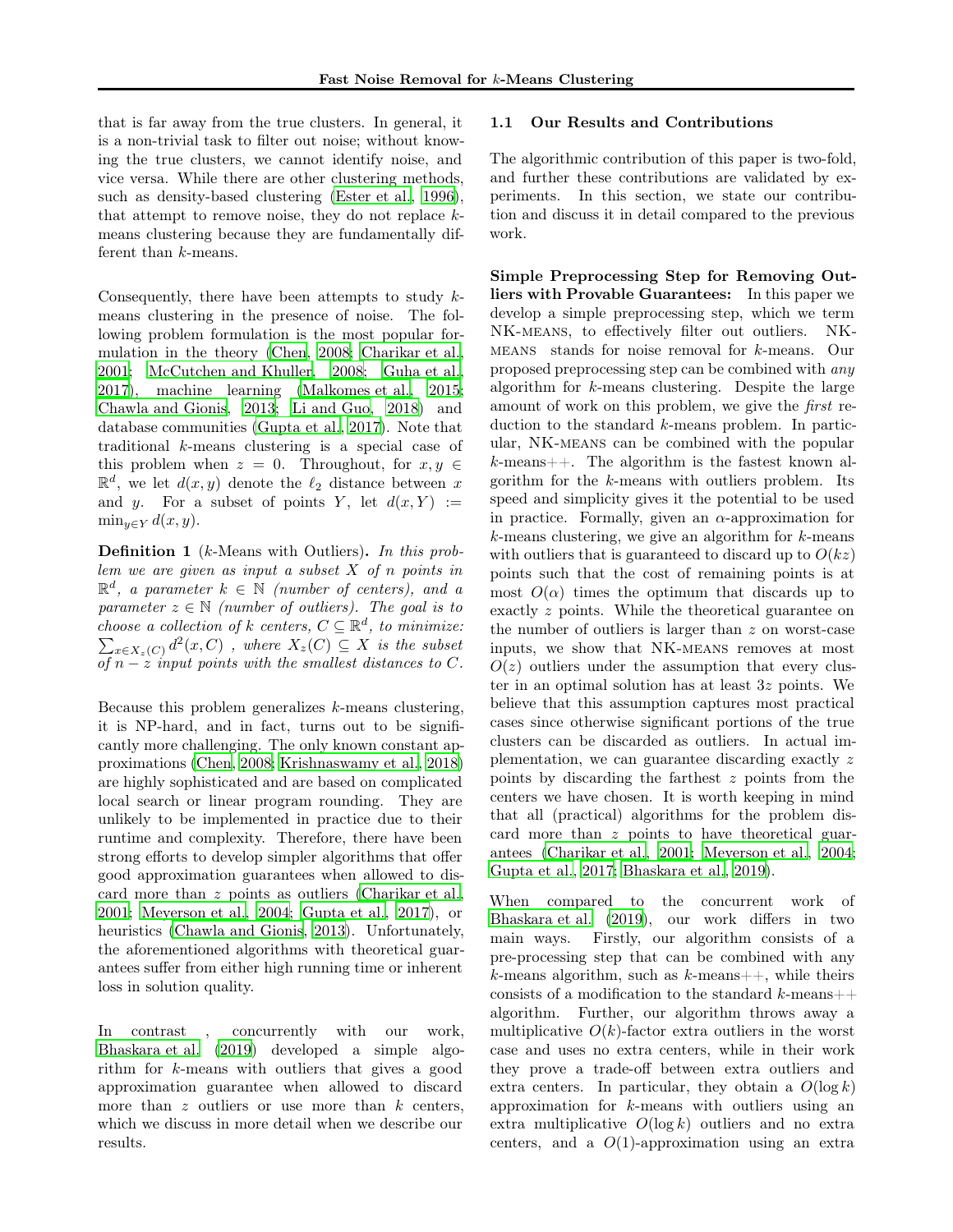that is far away from the true clusters. In general, it is a non-trivial task to filter out noise; without knowing the true clusters, we cannot identify noise, and vice versa. While there are other clustering methods, such as density-based clustering (Ester et al., 1996), that attempt to remove noise, they do not replace $k$-means clustering because they are fundamentally different than $k$-means.

Consequently, there have been attempts to study $k$-means clustering in the presence of noise. The following problem formulation is the most popular formulation in the theory (Chen, 2008; Charikar et al., 2001; McCutchen and Khuller, 2008; Guha et al., 2017), machine learning (Malkomes et al., 2015; Chawla and Gionis, 2013; Li and Guo, 2018) and database communities (Gupta et al., 2017). Note that traditional $k$-means clustering is a special case of this problem when $z = 0$. Throughout, for $x, y \in \mathbb{R}^d$, we let $d(x, y)$ denote the $\ell_2$ distance between $x$ and $y$. For a subset of points $Y$, let $d(x, Y) := \min_{y \in Y} d(x, y)$.

**Definition 1** ($k$-Means with Outliers)**.** *In this problem we are given as input a subset $X$ of $n$ points in $\mathbb{R}^d$, a parameter $k \in \mathbb{N}$ (number of centers), and a parameter $z \in \mathbb{N}$ (number of outliers). The goal is to choose a collection of $k$ centers, $C \subseteq \mathbb{R}^d$, to minimize: $\sum_{x \in X_z(C)} d^2(x, C)$ , where $X_z(C) \subseteq X$ is the subset of $n - z$ input points with the smallest distances to $C$.*

Because this problem generalizes $k$-means clustering, it is NP-hard, and in fact, turns out to be significantly more challenging. The only known constant approximations (Chen, 2008; Krishnaswamy et al., 2018) are highly sophisticated and are based on complicated local search or linear program rounding. They are unlikely to be implemented in practice due to their runtime and complexity. Therefore, there have been strong efforts to develop simpler algorithms that offer good approximation guarantees when allowed to discard more than $z$ points as outliers (Charikar et al., 2001; Meyerson et al., 2004; Gupta et al., 2017), or heuristics (Chawla and Gionis, 2013). Unfortunately, the aforementioned algorithms with theoretical guarantees suffer from either high running time or inherent loss in solution quality.

In contrast , concurrently with our work, Bhaskara et al. (2019) developed a simple algorithm for $k$-means with outliers that gives a good approximation guarantee when allowed to discard more than $z$ outliers or use more than $k$ centers, which we discuss in more detail when we describe our results.

## 1.1 Our Results and Contributions

The algorithmic contribution of this paper is two-fold, and further these contributions are validated by experiments. In this section, we state our contribution and discuss it in detail compared to the previous work.

**Simple Preprocessing Step for Removing Outliers with Provable Guarantees:** In this paper we develop a simple preprocessing step, which we term NK-MEANS, to effectively filter out outliers. NK-MEANS stands for noise removal for $k$-means. Our proposed preprocessing step can be combined with *any* algorithm for $k$-means clustering. Despite the large amount of work on this problem, we give the *first* reduction to the standard $k$-means problem. In particular, NK-MEANS can be combined with the popular $k$-means++. The algorithm is the fastest known algorithm for the $k$-means with outliers problem. Its speed and simplicity gives it the potential to be used in practice. Formally, given an $\alpha$-approximation for $k$-means clustering, we give an algorithm for $k$-means with outliers that is guaranteed to discard up to $O(kz)$ points such that the cost of remaining points is at most $O(\alpha)$ times the optimum that discards up to exactly $z$ points. While the theoretical guarantee on the number of outliers is larger than $z$ on worst-case inputs, we show that NK-MEANS removes at most $O(z)$ outliers under the assumption that every cluster in an optimal solution has at least $3z$ points. We believe that this assumption captures most practical cases since otherwise significant portions of the true clusters can be discarded as outliers. In actual implementation, we can guarantee discarding exactly $z$ points by discarding the farthest $z$ points from the centers we have chosen. It is worth keeping in mind that all (practical) algorithms for the problem discard more than $z$ points to have theoretical guarantees (Charikar et al., 2001; Meyerson et al., 2004; Gupta et al., 2017; Bhaskara et al., 2019).

When compared to the concurrent work of Bhaskara et al. (2019), our work differs in two main ways. Firstly, our algorithm consists of a pre-processing step that can be combined with any $k$-means algorithm, such as $k$-means++, while theirs consists of a modification to the standard $k$-means++ algorithm. Further, our algorithm throws away a multiplicative $O(k)$-factor extra outliers in the worst case and uses no extra centers, while in their work they prove a trade-off between extra outliers and extra centers. In particular, they obtain a $O(\log k)$ approximation for $k$-means with outliers using an extra multiplicative $O(\log k)$ outliers and no extra centers, and a $O(1)$-approximation using an extra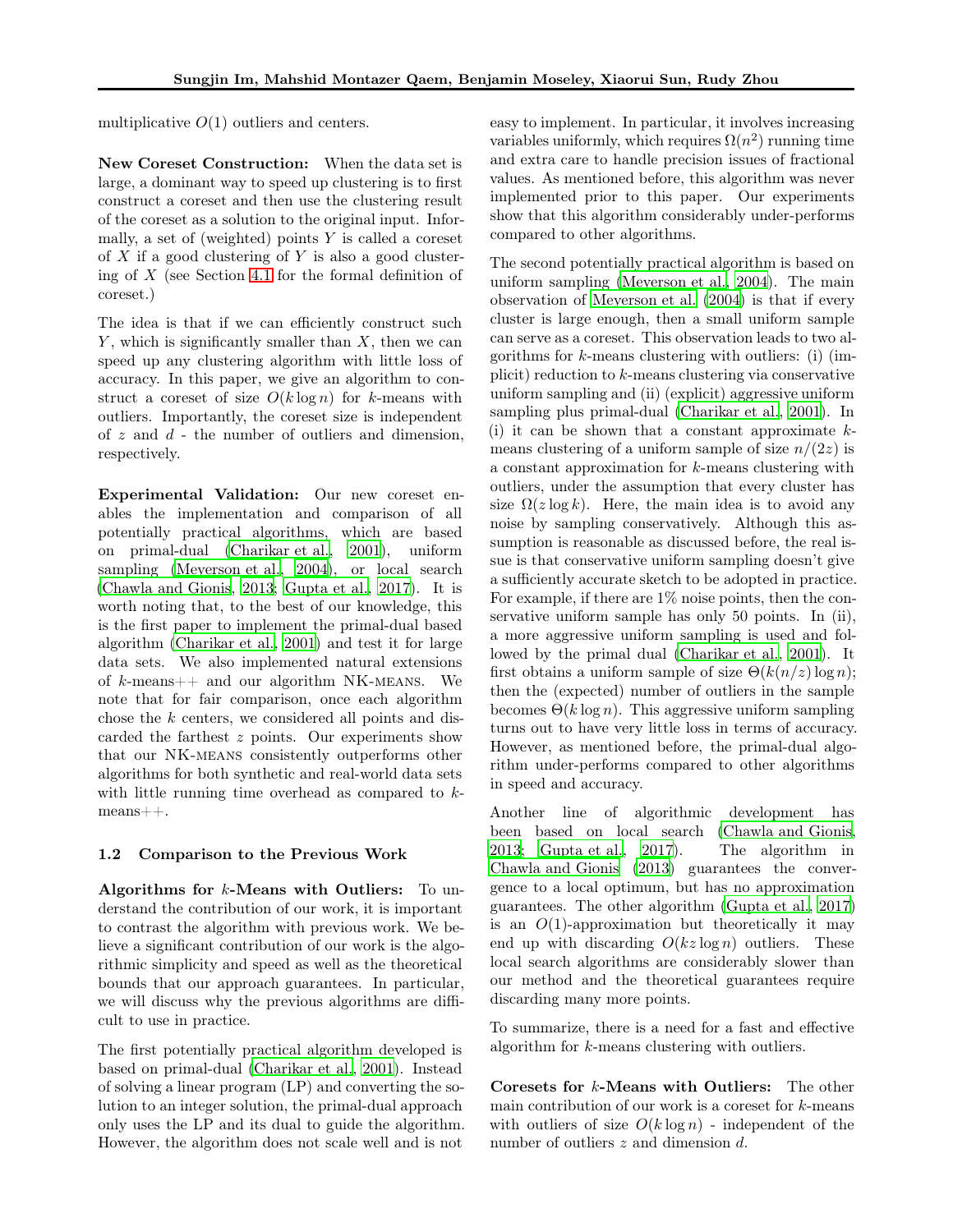multiplicative $O(1)$ outliers and centers.

**New Coreset Construction:** When the data set is large, a dominant way to speed up clustering is to first construct a coreset and then use the clustering result of the coreset as a solution to the original input. Informally, a set of (weighted) points $Y$ is called a coreset of $X$ if a good clustering of $Y$ is also a good clustering of $X$ (see Section 4.1 for the formal definition of coreset.)

The idea is that if we can efficiently construct such $Y$, which is significantly smaller than $X$, then we can speed up any clustering algorithm with little loss of accuracy. In this paper, we give an algorithm to construct a coreset of size $O(k \log n)$ for $k$-means with outliers. Importantly, the coreset size is independent of $z$ and $d$ - the number of outliers and dimension, respectively.

**Experimental Validation:** Our new coreset enables the implementation and comparison of all potentially practical algorithms, which are based on primal-dual (Charikar et al., 2001), uniform sampling (Meyerson et al., 2004), or local search (Chawla and Gionis, 2013; Gupta et al., 2017). It is worth noting that, to the best of our knowledge, this is the first paper to implement the primal-dual based algorithm (Charikar et al., 2001) and test it for large data sets. We also implemented natural extensions of $k$-means++ and our algorithm NK-MEANS. We note that for fair comparison, once each algorithm chose the $k$ centers, we considered all points and discarded the farthest $z$ points. Our experiments show that our NK-MEANS consistently outperforms other algorithms for both synthetic and real-world data sets with little running time overhead as compared to $k$-means++.

### 1.2 Comparison to the Previous Work

**Algorithms for $k$-Means with Outliers:** To understand the contribution of our work, it is important to contrast the algorithm with previous work. We believe a significant contribution of our work is the algorithmic simplicity and speed as well as the theoretical bounds that our approach guarantees. In particular, we will discuss why the previous algorithms are difficult to use in practice.

The first potentially practical algorithm developed is based on primal-dual (Charikar et al., 2001). Instead of solving a linear program (LP) and converting the solution to an integer solution, the primal-dual approach only uses the LP and its dual to guide the algorithm. However, the algorithm does not scale well and is not easy to implement. In particular, it involves increasing variables uniformly, which requires $\Omega(n^2)$ running time and extra care to handle precision issues of fractional values. As mentioned before, this algorithm was never implemented prior to this paper. Our experiments show that this algorithm considerably under-performs compared to other algorithms.

The second potentially practical algorithm is based on uniform sampling (Meyerson et al., 2004). The main observation of Meyerson et al. (2004) is that if every cluster is large enough, then a small uniform sample can serve as a coreset. This observation leads to two algorithms for $k$-means clustering with outliers: (i) (implicit) reduction to $k$-means clustering via conservative uniform sampling and (ii) (explicit) aggressive uniform sampling plus primal-dual (Charikar et al., 2001). In (i) it can be shown that a constant approximate $k$-means clustering of a uniform sample of size $n/(2z)$ is a constant approximation for $k$-means clustering with outliers, under the assumption that every cluster has size $\Omega(z \log k)$. Here, the main idea is to avoid any noise by sampling conservatively. Although this assumption is reasonable as discussed before, the real issue is that conservative uniform sampling doesn't give a sufficiently accurate sketch to be adopted in practice. For example, if there are 1% noise points, then the conservative uniform sample has only 50 points. In (ii), a more aggressive uniform sampling is used and followed by the primal dual (Charikar et al., 2001). It first obtains a uniform sample of size $\Theta(k(n/z) \log n)$; then the (expected) number of outliers in the sample becomes $\Theta(k \log n)$. This aggressive uniform sampling turns out to have very little loss in terms of accuracy. However, as mentioned before, the primal-dual algorithm under-performs compared to other algorithms in speed and accuracy.

Another line of algorithmic development has been based on local search (Chawla and Gionis, 2013; Gupta et al., 2017). The algorithm in Chawla and Gionis (2013) guarantees the convergence to a local optimum, but has no approximation guarantees. The other algorithm (Gupta et al., 2017) is an $O(1)$-approximation but theoretically it may end up with discarding $O(kz \log n)$ outliers. These local search algorithms are considerably slower than our method and the theoretical guarantees require discarding many more points.

To summarize, there is a need for a fast and effective algorithm for $k$-means clustering with outliers.

**Coresets for $k$-Means with Outliers:** The other main contribution of our work is a coreset for $k$-means with outliers of size $O(k \log n)$ - independent of the number of outliers $z$ and dimension $d$.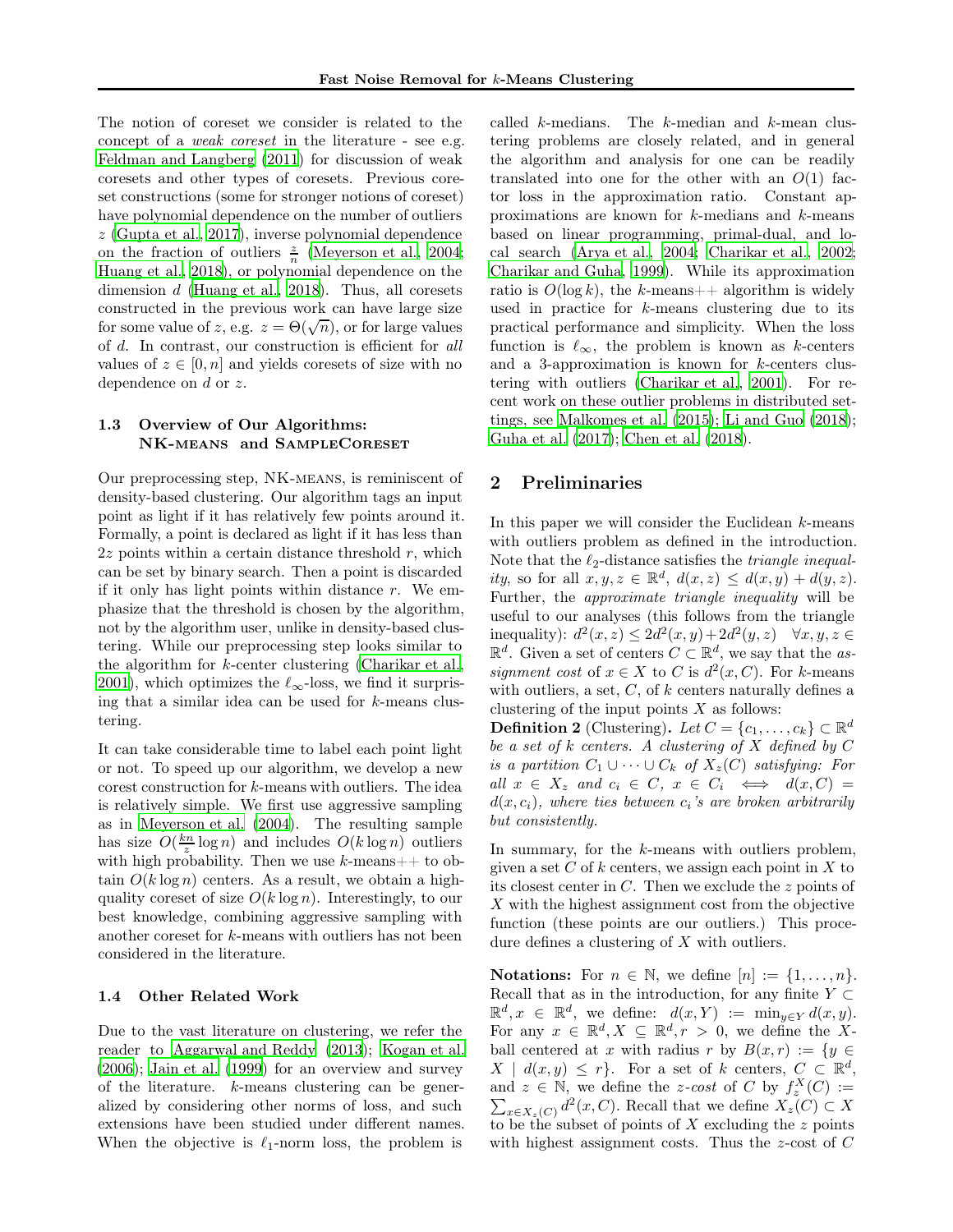The notion of coreset we consider is related to the concept of a *weak coreset* in the literature - see e.g. Feldman and Langberg (2011) for discussion of weak coresets and other types of coresets. Previous coreset constructions (some for stronger notions of coreset) have polynomial dependence on the number of outliers $z$ (Gupta et al., 2017), inverse polynomial dependence on the fraction of outliers $\frac{z}{n}$ (Meyerson et al., 2004; Huang et al., 2018), or polynomial dependence on the dimension $d$ (Huang et al., 2018). Thus, all coresets constructed in the previous work can have large size for some value of $z$, e.g. $z = \Theta(\sqrt{n})$, or for large values of $d$. In contrast, our construction is efficient for *all* values of $z \in [0, n]$ and yields coresets of size with no dependence on $d$ or $z$.

### 1.3 Overview of Our Algorithms: NK-means and SampleCoreset

Our preprocessing step, NK-means, is reminiscent of density-based clustering. Our algorithm tags an input point as light if it has relatively few points around it. Formally, a point is declared as light if it has less than $2z$ points within a certain distance threshold $r$, which can be set by binary search. Then a point is discarded if it only has light points within distance $r$. We emphasize that the threshold is chosen by the algorithm, not by the algorithm user, unlike in density-based clustering. While our preprocessing step looks similar to the algorithm for $k$-center clustering (Charikar et al., 2001), which optimizes the $\ell_\infty$-loss, we find it surprising that a similar idea can be used for $k$-means clustering.

It can take considerable time to label each point light or not. To speed up our algorithm, we develop a new corest construction for $k$-means with outliers. The idea is relatively simple. We first use aggressive sampling as in Meyerson et al. (2004). The resulting sample has size $O(\frac{kn}{z} \log n)$ and includes $O(k \log n)$ outliers with high probability. Then we use $k$-means++ to obtain $O(k \log n)$ centers. As a result, we obtain a high-quality coreset of size $O(k \log n)$. Interestingly, to our best knowledge, combining aggressive sampling with another coreset for $k$-means with outliers has not been considered in the literature.

### 1.4 Other Related Work

Due to the vast literature on clustering, we refer the reader to Aggarwal and Reddy (2013); Kogan et al. (2006); Jain et al. (1999) for an overview and survey of the literature. $k$-means clustering can be generalized by considering other norms of loss, and such extensions have been studied under different names. When the objective is $\ell_1$-norm loss, the problem is called $k$-medians. The $k$-median and $k$-mean clustering problems are closely related, and in general the algorithm and analysis for one can be readily translated into one for the other with an $O(1)$ factor loss in the approximation ratio. Constant approximations are known for $k$-medians and $k$-means based on linear programming, primal-dual, and local search (Arya et al., 2004; Charikar et al., 2002; Charikar and Guha, 1999). While its approximation ratio is $O(\log k)$, the $k$-means++ algorithm is widely used in practice for $k$-means clustering due to its practical performance and simplicity. When the loss function is $\ell_\infty$, the problem is known as $k$-centers and a 3-approximation is known for $k$-centers clustering with outliers (Charikar et al., 2001). For recent work on these outlier problems in distributed settings, see Malkomes et al. (2015); Li and Guo (2018); Guha et al. (2017); Chen et al. (2018).

## 2 Preliminaries

In this paper we will consider the Euclidean $k$-means with outliers problem as defined in the introduction. Note that the $\ell_2$-distance satisfies the *triangle inequality*, so for all $x, y, z \in \mathbb{R}^d$, $d(x, z) \leq d(x, y) + d(y, z)$. Further, the *approximate triangle inequality* will be useful to our analyses (this follows from the triangle inequality): $d^2(x, z) \leq 2d^2(x, y) + 2d^2(y, z) \quad \forall x, y, z \in \mathbb{R}^d$. Given a set of centers $C \subset \mathbb{R}^d$, we say that the *assignment cost* of $x \in X$ to $C$ is $d^2(x, C)$. For $k$-means with outliers, a set, $C$, of $k$ centers naturally defines a clustering of the input points $X$ as follows:

**Definition 2** (Clustering). *Let $C = \{c_1, \ldots, c_k\} \subset \mathbb{R}^d$ be a set of $k$ centers. A clustering of $X$ defined by $C$ is a partition $C_1 \cup \cdots \cup C_k$ of $X_z(C)$ satisfying: For all $x \in X_z$ and $c_i \in C$, $x \in C_i \iff d(x, C) = d(x, c_i)$, where ties between $c_i$'s are broken arbitrarily but consistently.*

In summary, for the $k$-means with outliers problem, given a set $C$ of $k$ centers, we assign each point in $X$ to its closest center in $C$. Then we exclude the $z$ points of $X$ with the highest assignment cost from the objective function (these points are our outliers.) This procedure defines a clustering of $X$ with outliers.

**Notations:** For $n \in \mathbb{N}$, we define $[n] := \{1, \ldots, n\}$. Recall that as in the introduction, for any finite $Y \subset \mathbb{R}^d, x \in \mathbb{R}^d$, we define: $d(x, Y) := \min_{y \in Y} d(x, y)$. For any $x \in \mathbb{R}^d, X \subseteq \mathbb{R}^d, r > 0$, we define the $X$-ball centered at $x$ with radius $r$ by $B(x, r) := \{y \in X \mid d(x, y) \leq r\}$. For a set of $k$ centers, $C \subset \mathbb{R}^d$, and $z \in \mathbb{N}$, we define the $z$-cost of $C$ by $f_z^X(C) := \sum_{x \in X_z(C)} d^2(x, C)$. Recall that we define $X_z(C) \subset X$ to be the subset of points of $X$ excluding the $z$ points with highest assignment costs. Thus the $z$-cost of $C$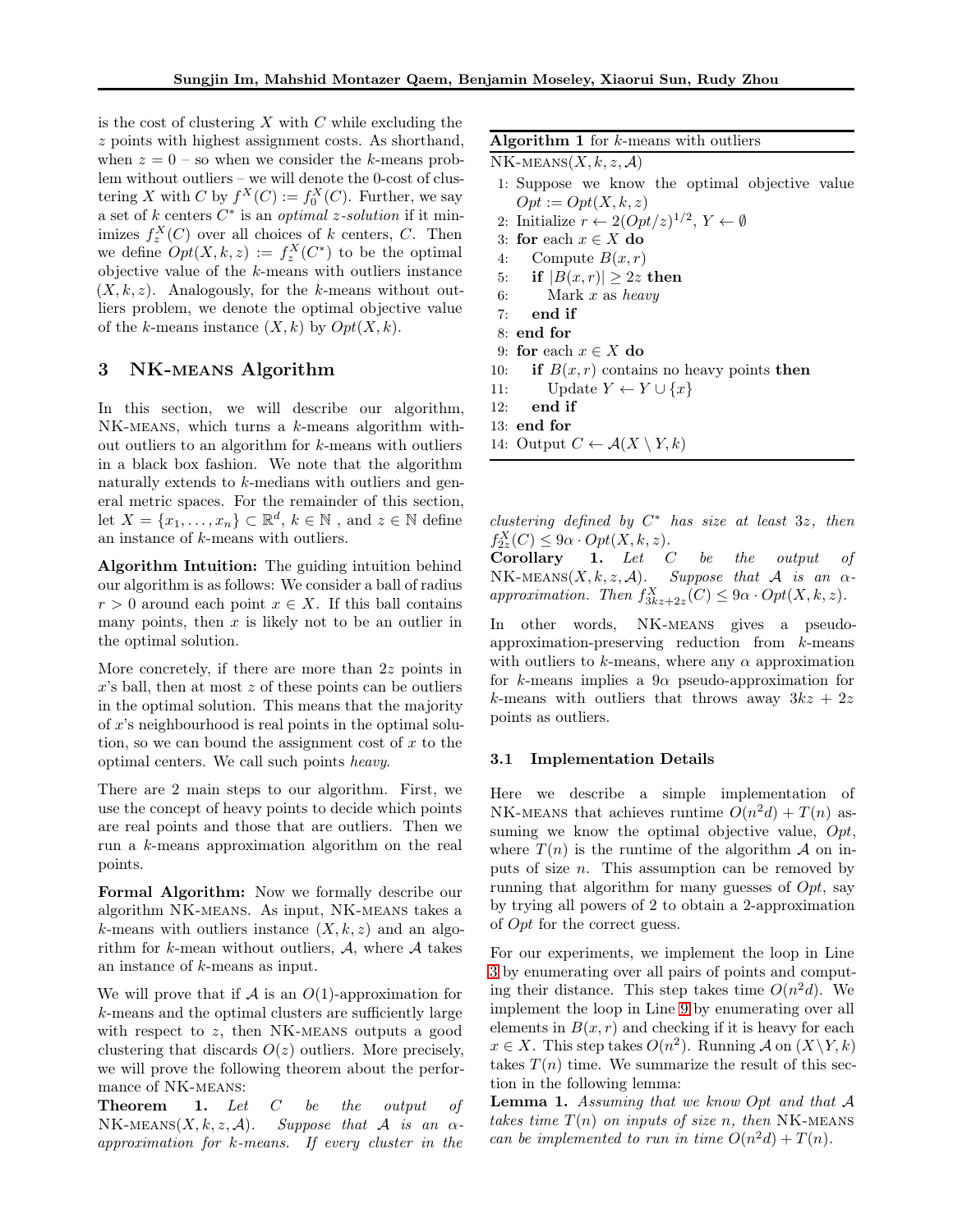is the cost of clustering $X$ with $C$ while excluding the $z$ points with highest assignment costs. As shorthand, when $z = 0$ – so when we consider the $k$-means problem without outliers – we will denote the 0-cost of clustering $X$ with $C$ by $f^X(C) := f_0^X(C)$. Further, we say a set of $k$ centers $C^*$ is an *optimal $z$-solution* if it minimizes $f_z^X(C)$ over all choices of $k$ centers, $C$. Then we define $Opt(X, k, z) := f_z^X(C^*)$ to be the optimal objective value of the $k$-means with outliers instance $(X, k, z)$. Analogously, for the $k$-means without outliers problem, we denote the optimal objective value of the $k$-means instance $(X, k)$ by $Opt(X, k)$.

## 3 NK-means Algorithm

In this section, we will describe our algorithm, NK-means, which turns a $k$-means algorithm without outliers to an algorithm for $k$-means with outliers in a black box fashion. We note that the algorithm naturally extends to $k$-medians with outliers and general metric spaces. For the remainder of this section, let $X = \{x_1, \ldots, x_n\} \subset \mathbb{R}^d$, $k \in \mathbb{N}$ , and $z \in \mathbb{N}$ define an instance of $k$-means with outliers.

**Algorithm Intuition:** The guiding intuition behind our algorithm is as follows: We consider a ball of radius $r > 0$ around each point $x \in X$. If this ball contains many points, then $x$ is likely not to be an outlier in the optimal solution.

More concretely, if there are more than $2z$ points in $x$'s ball, then at most $z$ of these points can be outliers in the optimal solution. This means that the majority of $x$'s neighbourhood is real points in the optimal solution, so we can bound the assignment cost of $x$ to the optimal centers. We call such points *heavy*.

There are 2 main steps to our algorithm. First, we use the concept of heavy points to decide which points are real points and those that are outliers. Then we run a $k$-means approximation algorithm on the real points.

**Formal Algorithm:** Now we formally describe our algorithm NK-means. As input, NK-means takes a $k$-means with outliers instance $(X, k, z)$ and an algorithm for $k$-mean without outliers, $\mathcal{A}$, where $\mathcal{A}$ takes an instance of $k$-means as input.

We will prove that if $\mathcal{A}$ is an $O(1)$-approximation for $k$-means and the optimal clusters are sufficiently large with respect to $z$, then NK-means outputs a good clustering that discards $O(z)$ outliers. More precisely, we will prove the following theorem about the performance of NK-means:

**Theorem 1.** *Let $C$ be the output of NK-means$(X, k, z, \mathcal{A})$. Suppose that $\mathcal{A}$ is an $\alpha$-approximation for $k$-means. If every cluster in the clustering defined by $C^*$ has size at least $3z$, then $f_{2z}^X(C) \leq 9\alpha \cdot Opt(X, k, z)$.*

**Algorithm 1** for $k$-means with outliers

```
NK-means(X, k, z, A)
 1: Suppose we know the optimal objective value
    Opt := Opt(X, k, z)
 2: Initialize r ← 2(Opt/z)^{1/2}, Y ← ∅
 3: for each x ∈ X do
 4:     Compute B(x, r)
 5:     if |B(x, r)| ≥ 2z then
 6:         Mark x as heavy
 7:     end if
 8: end for
 9: for each x ∈ X do
10:     if B(x, r) contains no heavy points then
11:         Update Y ← Y ∪ {x}
12:     end if
13: end for
14: Output C ← A(X \ Y, k)
```

**Corollary 1.** *Let $C$ be the output of NK-means$(X, k, z, \mathcal{A})$. Suppose that $\mathcal{A}$ is an $\alpha$-approximation. Then $f_{3kz+2z}^X(C) \leq 9\alpha \cdot Opt(X, k, z)$.*

In other words, NK-means gives a pseudo-approximation-preserving reduction from $k$-means with outliers to $k$-means, where any $\alpha$ approximation for $k$-means implies a $9\alpha$ pseudo-approximation for $k$-means with outliers that throws away $3kz + 2z$ points as outliers.

### 3.1 Implementation Details

Here we describe a simple implementation of NK-means that achieves runtime $O(n^2d) + T(n)$ assuming we know the optimal objective value, $Opt$, where $T(n)$ is the runtime of the algorithm $\mathcal{A}$ on inputs of size $n$. This assumption can be removed by running that algorithm for many guesses of $Opt$, say by trying all powers of 2 to obtain a 2-approximation of $Opt$ for the correct guess.

For our experiments, we implement the loop in Line 3 by enumerating over all pairs of points and computing their distance. This step takes time $O(n^2d)$. We implement the loop in Line 9 by enumerating over all elements in $B(x, r)$ and checking if it is heavy for each $x \in X$. This step takes $O(n^2)$. Running $\mathcal{A}$ on $(X \setminus Y, k)$ takes $T(n)$ time. We summarize the result of this section in the following lemma:

**Lemma 1.** *Assuming that we know $Opt$ and that $\mathcal{A}$ takes time $T(n)$ on inputs of size $n$, then NK-means can be implemented to run in time $O(n^2d) + T(n)$.*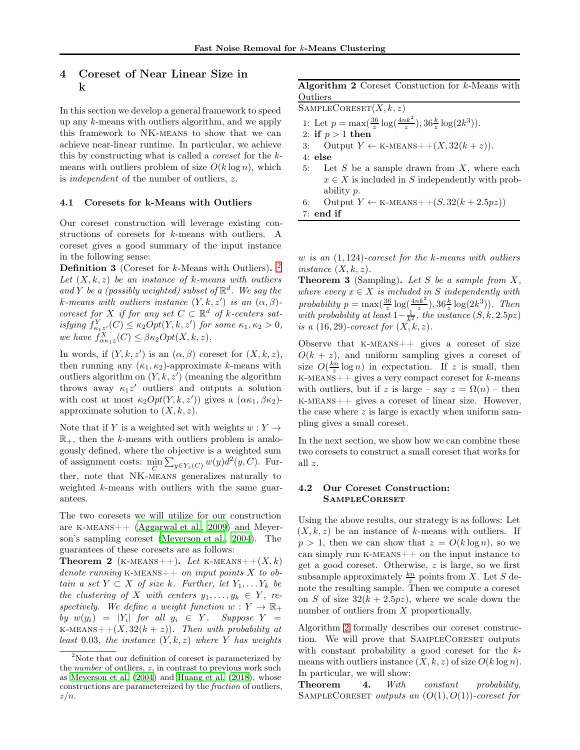## 4 Coreset of Near Linear Size in k

In this section we develop a general framework to speed up any $k$-means with outliers algorithm, and we apply this framework to NK-MEANS to show that we can achieve near-linear runtime. In particular, we achieve this by constructing what is called a *coreset* for the $k$-means with outliers problem of size $O(k \log n)$, which is *independent* of the number of outliers, $z$.

### 4.1 Coresets for k-Means with Outliers

Our coreset construction will leverage existing constructions of coresets for $k$-means with outliers. A coreset gives a good summary of the input instance in the following sense:

**Definition 3** (Coreset for $k$-Means with Outliers). [2] *Let $(X, k, z)$ be an instance of $k$-means with outliers and $Y$ be a (possibly weighted) subset of $\mathbb{R}^d$. We say the $k$-means with outliers instance $(Y, k, z')$ is an $(\alpha, \beta)$-coreset for $X$ if for any set $C \subset \mathbb{R}^d$ of $k$-centers satisfying $f^Y_{\kappa_1 z'}(C) \leq \kappa_2 Opt(Y, k, z')$ for some $\kappa_1, \kappa_2 > 0$, we have $f^X_{\alpha\kappa_1 z}(C) \leq \beta\kappa_2 Opt(X, k, z)$.*

In words, if $(Y, k, z')$ is an $(\alpha, \beta)$ coreset for $(X, k, z)$, then running any $(\kappa_1, \kappa_2)$-approximate $k$-means with outliers algorithm on $(Y, k, z')$ (meaning the algorithm throws away $\kappa_1 z'$ outliers and outputs a solution with cost at most $\kappa_2 Opt(Y, k, z')$) gives a $(\alpha\kappa_1, \beta\kappa_2)$-approximate solution to $(X, k, z)$.

Note that if $Y$ is a weighted set with weights $w : Y \to \mathbb{R}_+$, then the $k$-means with outliers problem is analogously defined, where the objective is a weighted sum of assignment costs: $\min_C \sum_{y \in Y_z(C)} w(y) d^2(y, C)$. Further, note that NK-MEANS generalizes naturally to weighted $k$-means with outliers with the same guarantees.

The two coresets we will utilize for our construction are K-MEANS++ (Aggarwal et al., 2009) and Meyerson's sampling coreset (Meyerson et al., 2004). The guarantees of these coresets are as follows:

**Theorem 2** (K-MEANS++). *Let K-MEANS++$(X, k)$ denote running K-MEANS++ on input points $X$ to obtain a set $Y \subset X$ of size $k$. Further, let $Y_1, \dots Y_k$ be the clustering of $X$ with centers $y_1, \dots, y_k \in Y$, respectively. We define a weight function $w : Y \to \mathbb{R}_+$ by $w(y_i) = |Y_i|$ for all $y_i \in Y$. Suppose $Y =$ K-MEANS++$(X, 32(k + z))$. Then with probability at least 0.03, the instance $(Y, k, z)$ where $Y$ has weights $w$ is an $(1, 124)$-coreset for the $k$-means with outliers instance $(X, k, z)$.*

**Theorem 3** (Sampling). *Let $S$ be a sample from $X$, where every $x \in X$ is included in $S$ independently with probability $p = \max(\frac{36}{z}\log(\frac{4nk^2}{z}), 36\frac{k}{z}\log(2k^3))$. Then with probability at least $1 - \frac{1}{k^2}$, the instance $(S, k, 2.5pz)$ is a $(16, 29)$-coreset for $(X, k, z)$.*

Observe that K-MEANS++ gives a coreset of size $O(k + z)$, and uniform sampling gives a coreset of size $O(\frac{kn}{z}\log n)$ in expectation. If $z$ is small, then K-MEANS++ gives a very compact coreset for $k$-means with outliers, but if $z$ is large – say $z = \Omega(n)$ – then K-MEANS++ gives a coreset of linear size. However, the case where $z$ is large is exactly when uniform sampling gives a small coreset.

In the next section, we show how we can combine these two coresets to construct a small coreset that works for all $z$.

**Algorithm 2** Coreset Constuction for $k$-Means with Outliers

SAMPLECORESET$(X, k, z)$

1: Let $p = \max(\frac{36}{z}\log(\frac{4nk^2}{z}), 36\frac{k}{z}\log(2k^3))$.
2: **if** $p > 1$ **then**
3: Output $Y \leftarrow$ K-MEANS++$(X, 32(k + z))$.
4: **else**
5: Let $S$ be a sample drawn from $X$, where each $x \in X$ is included in $S$ independently with probability $p$.
6: Output $Y \leftarrow$ K-MEANS++$(S, 32(k + 2.5pz))$
7: **end if**

### 4.2 Our Coreset Construction: SampleCoreset

Using the above results, our strategy is as follows: Let $(X, k, z)$ be an instance of $k$-means with outliers. If $p > 1$, then we can show that $z = O(k \log n)$, so we can simply run K-MEANS++ on the input instance to get a good coreset. Otherwise, $z$ is large, so we first subsample approximately $\frac{kn}{z}$ points from $X$. Let $S$ denote the resulting sample. Then we compute a coreset on $S$ of size $32(k + 2.5pz)$, where we scale down the number of outliers from $X$ proportionally.

Algorithm 2 formally describes our coreset construction. We will prove that SAMPLECORESET outputs with constant probability a good coreset for the $k$-means with outliers instance $(X, k, z)$ of size $O(k \log n)$. In particular, we will show:

**Theorem 4.** *With constant probability, SAMPLECORESET outputs an $(O(1), O(1))$-coreset for*

[2] Note that our definition of coreset is parameterized by the *number* of outliers, $z$, in contrast to previous work such as Meyerson et al. (2004) and Huang et al. (2018), whose constructions are parametereized by the *fraction* of outliers, $z/n$.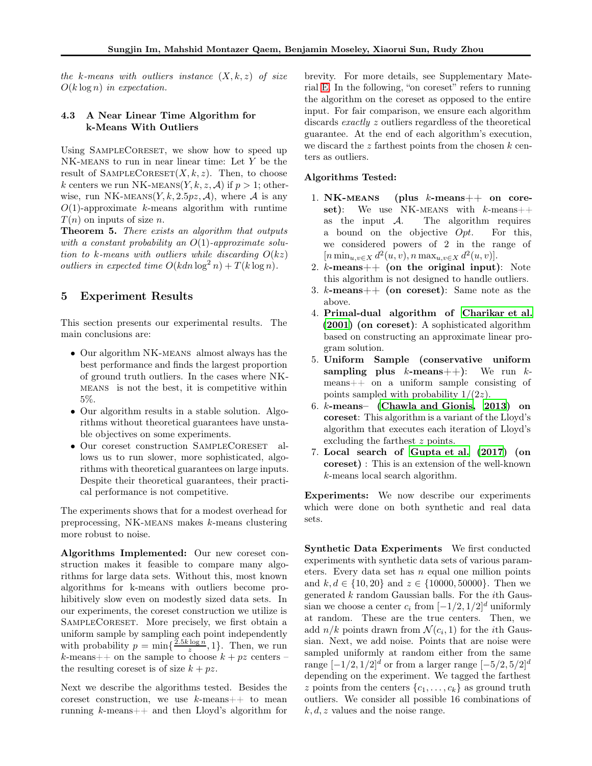*the k-means with outliers instance $(X, k, z)$ of size $O(k \log n)$ in expectation.*

### 4.3 A Near Linear Time Algorithm for k-Means With Outliers

Using SampleCoreset, we show how to speed up NK-means to run in near linear time: Let $Y$ be the result of SampleCoreset$(X, k, z)$. Then, to choose $k$ centers we run NK-means$(Y, k, z, \mathcal{A})$ if $p > 1$; otherwise, run NK-means$(Y, k, 2.5pz, \mathcal{A})$, where $\mathcal{A}$ is any $O(1)$-approximate $k$-means algorithm with runtime $T(n)$ on inputs of size $n$.

**Theorem 5.** *There exists an algorithm that outputs with a constant probability an $O(1)$-approximate solution to k-means with outliers while discarding $O(kz)$ outliers in expected time $O(kdn \log^2 n) + T(k \log n)$.*

## 5 Experiment Results

This section presents our experimental results. The main conclusions are:

- Our algorithm NK-means almost always has the best performance and finds the largest proportion of ground truth outliers. In the cases where NK-means is not the best, it is competitive within 5%.
- Our algorithm results in a stable solution. Algorithms without theoretical guarantees have unstable objectives on some experiments.
- Our coreset construction SampleCoreset allows us to run slower, more sophisticated, algorithms with theoretical guarantees on large inputs. Despite their theoretical guarantees, their practical performance is not competitive.

The experiments shows that for a modest overhead for preprocessing, NK-means makes $k$-means clustering more robust to noise.

**Algorithms Implemented:** Our new coreset construction makes it feasible to compare many algorithms for large data sets. Without this, most known algorithms for k-means with outliers become prohibitively slow even on modestly sized data sets. In our experiments, the coreset construction we utilize is SampleCoreset. More precisely, we first obtain a uniform sample by sampling each point independently with probability $p = \min\{\frac{2.5k \log n}{z}, 1\}$. Then, we run $k$-means++ on the sample to choose $k + pz$ centers – the resulting coreset is of size $k + pz$.

Next we describe the algorithms tested. Besides the coreset construction, we use $k$-means++ to mean running $k$-means++ and then Lloyd's algorithm for brevity. For more details, see Supplementary Material E. In the following, "on coreset" refers to running the algorithm on the coreset as opposed to the entire input. For fair comparison, we ensure each algorithm discards *exactly* $z$ outliers regardless of the theoretical guarantee. At the end of each algorithm's execution, we discard the $z$ farthest points from the chosen $k$ centers as outliers.

**Algorithms Tested:**

1. **NK-means (plus $k$-means++ on coreset)**: We use NK-means with $k$-means++ as the input $\mathcal{A}$. The algorithm requires a bound on the objective *Opt*. For this, we considered powers of 2 in the range of $[n \min_{u,v \in X} d^2(u, v), n \max_{u,v \in X} d^2(u, v)]$.
2. **$k$-means++ (on the original input)**: Note this algorithm is not designed to handle outliers.
3. **$k$-means++ (on coreset)**: Same note as the above.
4. **Primal-dual algorithm of Charikar et al. (2001) (on coreset)**: A sophisticated algorithm based on constructing an approximate linear program solution.
5. **Uniform Sample (conservative uniform sampling plus $k$-means++)**: We run $k$-means++ on a uniform sample consisting of points sampled with probability $1/(2z)$.
6. **$k$-means– (Chawla and Gionis, 2013) on coreset**: This algorithm is a variant of the Lloyd's algorithm that executes each iteration of Lloyd's excluding the farthest $z$ points.
7. **Local search of Gupta et al. (2017) (on coreset)** : This is an extension of the well-known $k$-means local search algorithm.

**Experiments:** We now describe our experiments which were done on both synthetic and real data sets.

**Synthetic Data Experiments** We first conducted experiments with synthetic data sets of various parameters. Every data set has $n$ equal one million points and $k, d \in \{10, 20\}$ and $z \in \{10000, 50000\}$. Then we generated $k$ random Gaussian balls. For the $i$th Gaussian we choose a center $c_i$ from $[-1/2, 1/2]^d$ uniformly at random. These are the true centers. Then, we add $n/k$ points drawn from $\mathcal{N}(c_i, 1)$ for the $i$th Gaussian. Next, we add noise. Points that are noise were sampled uniformly at random either from the same range $[-1/2, 1/2]^d$ or from a larger range $[-5/2, 5/2]^d$ depending on the experiment. We tagged the farthest $z$ points from the centers $\{c_1, \ldots, c_k\}$ as ground truth outliers. We consider all possible 16 combinations of $k, d, z$ values and the noise range.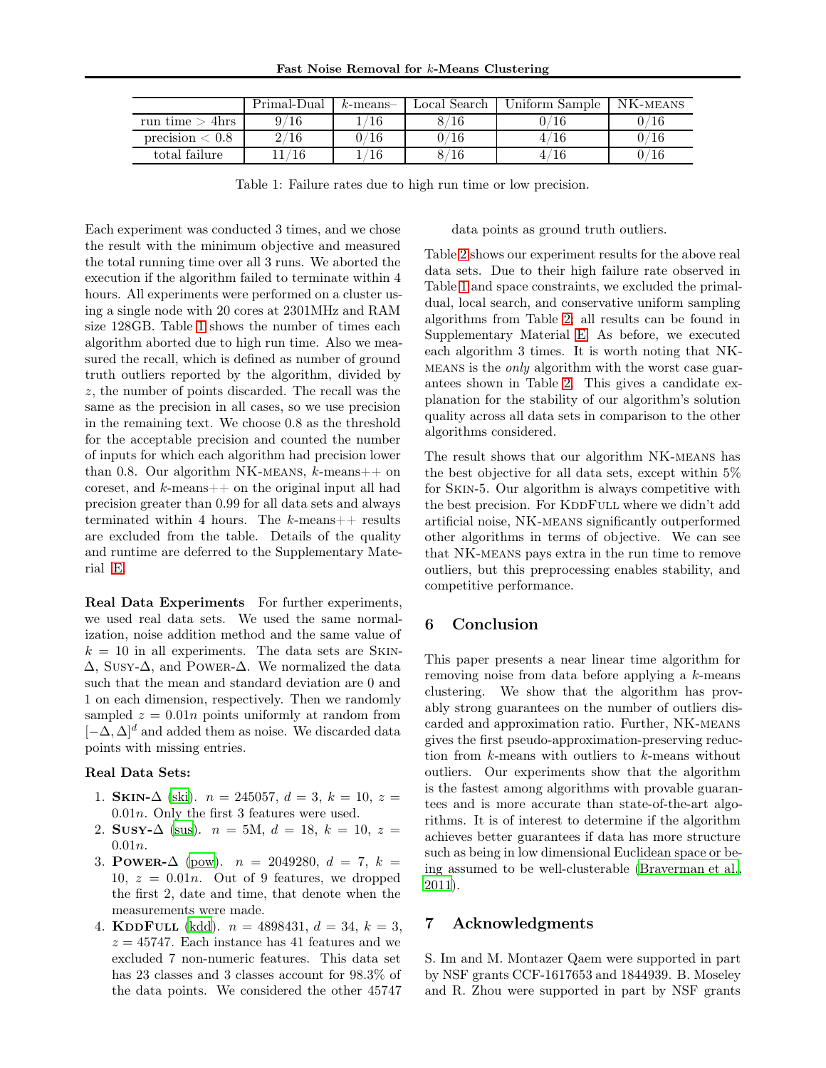| | Primal-Dual | $k$-means– | Local Search | Uniform Sample | NK-means |
|---|---|---|---|---|---|
| run time > 4hrs | 9/16 | 1/16 | 8/16 | 0/16 | 0/16 |
| precision < 0.8 | 2/16 | 0/16 | 0/16 | 4/16 | 0/16 |
| total failure | 11/16 | 1/16 | 8/16 | 4/16 | 0/16 |

Table 1: Failure rates due to high run time or low precision.

Each experiment was conducted 3 times, and we chose the result with the minimum objective and measured the total running time over all 3 runs. We aborted the execution if the algorithm failed to terminate within 4 hours. All experiments were performed on a cluster using a single node with 20 cores at 2301MHz and RAM size 128GB. Table 1 shows the number of times each algorithm aborted due to high run time. Also we measured the recall, which is defined as number of ground truth outliers reported by the algorithm, divided by $z$, the number of points discarded. The recall was the same as the precision in all cases, so we use precision in the remaining text. We choose 0.8 as the threshold for the acceptable precision and counted the number of inputs for which each algorithm had precision lower than 0.8. Our algorithm NK-means, $k$-means++ on coreset, and $k$-means++ on the original input all had precision greater than 0.99 for all data sets and always terminated within 4 hours. The $k$-means++ results are excluded from the table. Details of the quality and runtime are deferred to the Supplementary Material E.

**Real Data Experiments** For further experiments, we used real data sets. We used the same normalization, noise addition method and the same value of $k = 10$ in all experiments. The data sets are Skin-$\Delta$, Susy-$\Delta$, and Power-$\Delta$. We normalized the data such that the mean and standard deviation are 0 and 1 on each dimension, respectively. Then we randomly sampled $z = 0.01n$ points uniformly at random from $[-\Delta, \Delta]^d$ and added them as noise. We discarded data points with missing entries.

**Real Data Sets:**

1. **Skin-$\Delta$** (ski). $n = 245057$, $d = 3$, $k = 10$, $z = 0.01n$. Only the first 3 features were used.
2. **Susy-$\Delta$** (sus). $n = 5$M, $d = 18$, $k = 10$, $z = 0.01n$.
3. **Power-$\Delta$** (pow). $n = 2049280$, $d = 7$, $k = 10$, $z = 0.01n$. Out of 9 features, we dropped the first 2, date and time, that denote when the measurements were made.
4. **KddFull** (kdd). $n = 4898431$, $d = 34$, $k = 3$, $z = 45747$. Each instance has 41 features and we excluded 7 non-numeric features. This data set has 23 classes and 3 classes account for 98.3% of the data points. We considered the other 45747 data points as ground truth outliers.

Table 2 shows our experiment results for the above real data sets. Due to their high failure rate observed in Table 1 and space constraints, we excluded the primal-dual, local search, and conservative uniform sampling algorithms from Table 2; all results can be found in Supplementary Material E. As before, we executed each algorithm 3 times. It is worth noting that NK-means is the *only* algorithm with the worst case guarantees shown in Table 2. This gives a candidate explanation for the stability of our algorithm's solution quality across all data sets in comparison to the other algorithms considered.

The result shows that our algorithm NK-means has the best objective for all data sets, except within 5% for Skin-5. Our algorithm is always competitive with the best precision. For KddFull where we didn't add artificial noise, NK-means significantly outperformed other algorithms in terms of objective. We can see that NK-means pays extra in the run time to remove outliers, but this preprocessing enables stability, and competitive performance.

## 6 Conclusion

This paper presents a near linear time algorithm for removing noise from data before applying a $k$-means clustering. We show that the algorithm has provably strong guarantees on the number of outliers discarded and approximation ratio. Further, NK-means gives the first pseudo-approximation-preserving reduction from $k$-means with outliers to $k$-means without outliers. Our experiments show that the algorithm is the fastest among algorithms with provable guarantees and is more accurate than state-of-the-art algorithms. It is of interest to determine if the algorithm achieves better guarantees if data has more structure such as being in low dimensional Euclidean space or being assumed to be well-clusterable (Braverman et al., 2011).

## 7 Acknowledgments

S. Im and M. Montazer Qaem were supported in part by NSF grants CCF-1617653 and 1844939. B. Moseley and R. Zhou were supported in part by NSF grants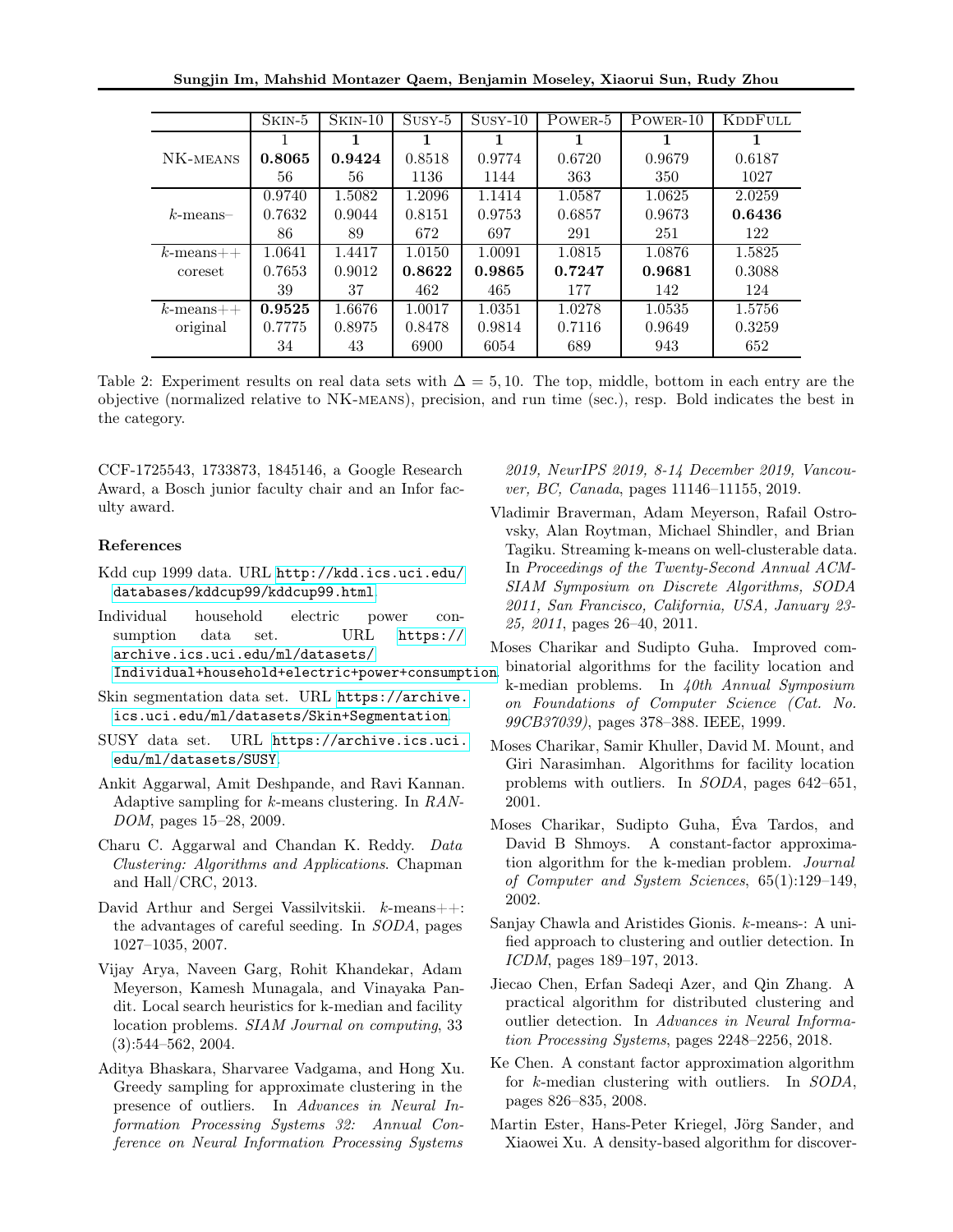| | Skin-5 | Skin-10 | Susy-5 | Susy-10 | Power-5 | Power-10 | KddFull |
|---|---|---|---|---|---|---|---|
| NK-means | 1 | **1** | **1** | **1** | **1** | **1** | **1** |
| | **0.8065** | **0.9424** | 0.8518 | 0.9774 | 0.6720 | 0.9679 | 0.6187 |
| | 56 | 56 | 1136 | 1144 | 363 | 350 | 1027 |
| $k$-means– | 0.9740 | 1.5082 | 1.2096 | 1.1414 | 1.0587 | 1.0625 | 2.0259 |
| | 0.7632 | 0.9044 | 0.8151 | 0.9753 | 0.6857 | 0.9673 | **0.6436** |
| | 86 | 89 | 672 | 697 | 291 | 251 | 122 |
| $k$-means++ coreset | 1.0641 | 1.4417 | 1.0150 | 1.0091 | 1.0815 | 1.0876 | 1.5825 |
| | 0.7653 | 0.9012 | **0.8622** | **0.9865** | **0.7247** | **0.9681** | 0.3088 |
| | 39 | 37 | 462 | 465 | 177 | 142 | 124 |
| $k$-means++ original | **0.9525** | 1.6676 | 1.0017 | 1.0351 | 1.0278 | 1.0535 | 1.5756 |
| | 0.7775 | 0.8975 | 0.8478 | 0.9814 | 0.7116 | 0.9649 | 0.3259 |
| | 34 | 43 | 6900 | 6054 | 689 | 943 | 652 |

Table 2: Experiment results on real data sets with $\Delta = 5, 10$. The top, middle, bottom in each entry are the objective (normalized relative to NK-means), precision, and run time (sec.), resp. Bold indicates the best in the category.

CCF-1725543, 1733873, 1845146, a Google Research Award, a Bosch junior faculty chair and an Infor faculty award.

## References

Kdd cup 1999 data. URL http://kdd.ics.uci.edu/databases/kddcup99/kddcup99.html.

Individual household electric power consumption data set. URL https://archive.ics.uci.edu/ml/datasets/Individual+household+electric+power+consumption.

Skin segmentation data set. URL https://archive.ics.uci.edu/ml/datasets/Skin+Segmentation.

SUSY data set. URL https://archive.ics.uci.edu/ml/datasets/SUSY.

Ankit Aggarwal, Amit Deshpande, and Ravi Kannan. Adaptive sampling for $k$-means clustering. In *RANDOM*, pages 15–28, 2009.

Charu C. Aggarwal and Chandan K. Reddy. *Data Clustering: Algorithms and Applications*. Chapman and Hall/CRC, 2013.

David Arthur and Sergei Vassilvitskii. $k$-means++: the advantages of careful seeding. In *SODA*, pages 1027–1035, 2007.

Vijay Arya, Naveen Garg, Rohit Khandekar, Adam Meyerson, Kamesh Munagala, and Vinayaka Pandit. Local search heuristics for k-median and facility location problems. *SIAM Journal on computing*, 33 (3):544–562, 2004.

Aditya Bhaskara, Sharvaree Vadgama, and Hong Xu. Greedy sampling for approximate clustering in the presence of outliers. In *Advances in Neural Information Processing Systems 32: Annual Conference on Neural Information Processing Systems 2019, NeurIPS 2019, 8-14 December 2019, Vancouver, BC, Canada*, pages 11146–11155, 2019.

Vladimir Braverman, Adam Meyerson, Rafail Ostrovsky, Alan Roytman, Michael Shindler, and Brian Tagiku. Streaming k-means on well-clusterable data. In *Proceedings of the Twenty-Second Annual ACM-SIAM Symposium on Discrete Algorithms, SODA 2011, San Francisco, California, USA, January 23-25, 2011*, pages 26–40, 2011.

Moses Charikar and Sudipto Guha. Improved combinatorial algorithms for the facility location and k-median problems. In *40th Annual Symposium on Foundations of Computer Science (Cat. No. 99CB37039)*, pages 378–388. IEEE, 1999.

Moses Charikar, Samir Khuller, David M. Mount, and Giri Narasimhan. Algorithms for facility location problems with outliers. In *SODA*, pages 642–651, 2001.

Moses Charikar, Sudipto Guha, Éva Tardos, and David B Shmoys. A constant-factor approximation algorithm for the k-median problem. *Journal of Computer and System Sciences*, 65(1):129–149, 2002.

Sanjay Chawla and Aristides Gionis. $k$-means-: A unified approach to clustering and outlier detection. In *ICDM*, pages 189–197, 2013.

Jiecao Chen, Erfan Sadeqi Azer, and Qin Zhang. A practical algorithm for distributed clustering and outlier detection. In *Advances in Neural Information Processing Systems*, pages 2248–2256, 2018.

Ke Chen. A constant factor approximation algorithm for $k$-median clustering with outliers. In *SODA*, pages 826–835, 2008.

Martin Ester, Hans-Peter Kriegel, Jörg Sander, and Xiaowei Xu. A density-based algorithm for discover-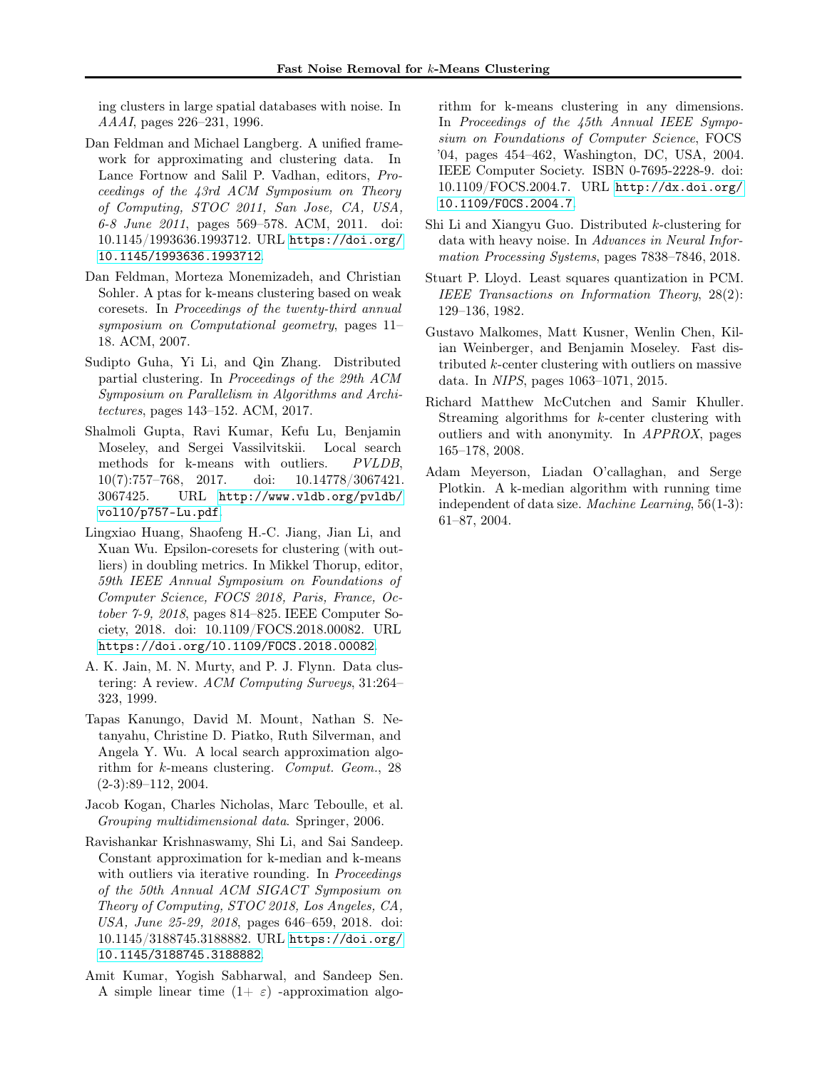ing clusters in large spatial databases with noise. In *AAAI*, pages 226–231, 1996.

Dan Feldman and Michael Langberg. A unified framework for approximating and clustering data. In Lance Fortnow and Salil P. Vadhan, editors, *Proceedings of the 43rd ACM Symposium on Theory of Computing, STOC 2011, San Jose, CA, USA, 6-8 June 2011*, pages 569–578. ACM, 2011. doi: 10.1145/1993636.1993712. URL https://doi.org/10.1145/1993636.1993712.

Dan Feldman, Morteza Monemizadeh, and Christian Sohler. A ptas for k-means clustering based on weak coresets. In *Proceedings of the twenty-third annual symposium on Computational geometry*, pages 11–18. ACM, 2007.

Sudipto Guha, Yi Li, and Qin Zhang. Distributed partial clustering. In *Proceedings of the 29th ACM Symposium on Parallelism in Algorithms and Architectures*, pages 143–152. ACM, 2017.

Shalmoli Gupta, Ravi Kumar, Kefu Lu, Benjamin Moseley, and Sergei Vassilvitskii. Local search methods for k-means with outliers. *PVLDB*, 10(7):757–768, 2017. doi: 10.14778/3067421.3067425. URL http://www.vldb.org/pvldb/vol10/p757-Lu.pdf.

Lingxiao Huang, Shaofeng H.-C. Jiang, Jian Li, and Xuan Wu. Epsilon-coresets for clustering (with outliers) in doubling metrics. In Mikkel Thorup, editor, *59th IEEE Annual Symposium on Foundations of Computer Science, FOCS 2018, Paris, France, October 7-9, 2018*, pages 814–825. IEEE Computer Society, 2018. doi: 10.1109/FOCS.2018.00082. URL https://doi.org/10.1109/FOCS.2018.00082.

A. K. Jain, M. N. Murty, and P. J. Flynn. Data clustering: A review. *ACM Computing Surveys*, 31:264–323, 1999.

Tapas Kanungo, David M. Mount, Nathan S. Netanyahu, Christine D. Piatko, Ruth Silverman, and Angela Y. Wu. A local search approximation algorithm for $k$-means clustering. *Comput. Geom.*, 28 (2-3):89–112, 2004.

Jacob Kogan, Charles Nicholas, Marc Teboulle, et al. *Grouping multidimensional data*. Springer, 2006.

Ravishankar Krishnaswamy, Shi Li, and Sai Sandeep. Constant approximation for k-median and k-means with outliers via iterative rounding. In *Proceedings of the 50th Annual ACM SIGACT Symposium on Theory of Computing, STOC 2018, Los Angeles, CA, USA, June 25-29, 2018*, pages 646–659, 2018. doi: 10.1145/3188745.3188882. URL https://doi.org/10.1145/3188745.3188882.

Amit Kumar, Yogish Sabharwal, and Sandeep Sen. A simple linear time $(1+\varepsilon)$ -approximation algorithm for k-means clustering in any dimensions. In *Proceedings of the 45th Annual IEEE Symposium on Foundations of Computer Science*, FOCS '04, pages 454–462, Washington, DC, USA, 2004. IEEE Computer Society. ISBN 0-7695-2228-9. doi: 10.1109/FOCS.2004.7. URL http://dx.doi.org/10.1109/FOCS.2004.7.

Shi Li and Xiangyu Guo. Distributed $k$-clustering for data with heavy noise. In *Advances in Neural Information Processing Systems*, pages 7838–7846, 2018.

Stuart P. Lloyd. Least squares quantization in PCM. *IEEE Transactions on Information Theory*, 28(2): 129–136, 1982.

Gustavo Malkomes, Matt Kusner, Wenlin Chen, Kilian Weinberger, and Benjamin Moseley. Fast distributed $k$-center clustering with outliers on massive data. In *NIPS*, pages 1063–1071, 2015.

Richard Matthew McCutchen and Samir Khuller. Streaming algorithms for $k$-center clustering with outliers and with anonymity. In *APPROX*, pages 165–178, 2008.

Adam Meyerson, Liadan O'callaghan, and Serge Plotkin. A k-median algorithm with running time independent of data size. *Machine Learning*, 56(1-3): 61–87, 2004.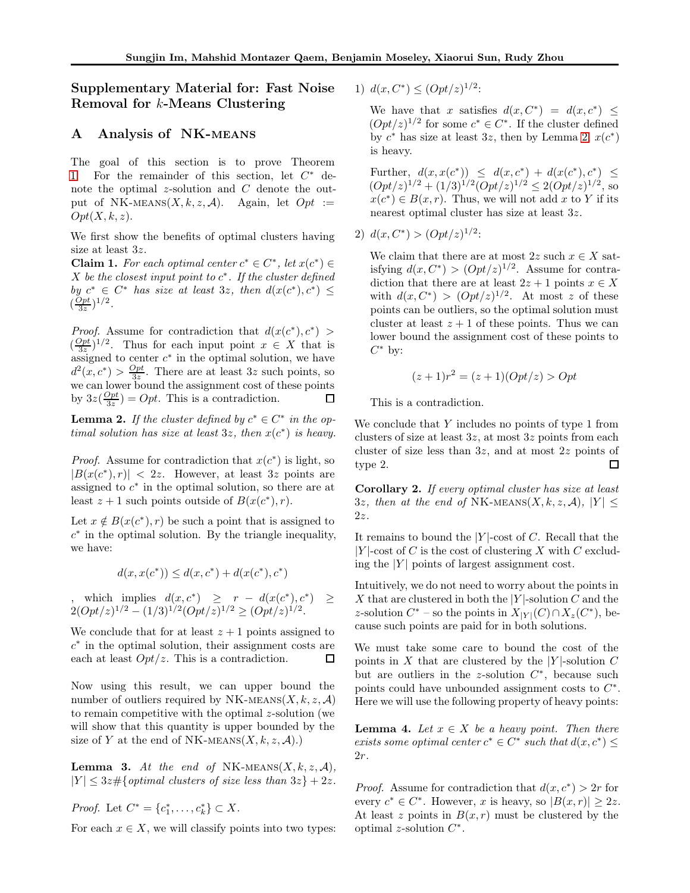# Supplementary Material for: Fast Noise Removal for $k$-Means Clustering

## A Analysis of NK-MEANS

The goal of this section is to prove Theorem 1. For the remainder of this section, let $C^*$ denote the optimal $z$-solution and $C$ denote the output of NK-MEANS$(X, k, z, \mathcal{A})$. Again, let $Opt := Opt(X, k, z)$.

We first show the benefits of optimal clusters having size at least $3z$.

**Claim 1.** *For each optimal center $c^* \in C^*$, let $x(c^*) \in X$ be the closest input point to $c^*$. If the cluster defined by $c^* \in C^*$ has size at least $3z$, then $d(x(c^*), c^*) \leq (\frac{Opt}{3z})^{1/2}$.*

*Proof.* Assume for contradiction that $d(x(c^*), c^*) > (\frac{Opt}{3z})^{1/2}$. Thus for each input point $x \in X$ that is assigned to center $c^*$ in the optimal solution, we have $d^2(x, c^*) > \frac{Opt}{3z}$. There are at least $3z$ such points, so we can lower bound the assignment cost of these points by $3z(\frac{Opt}{3z}) = Opt$. This is a contradiction. ☐

**Lemma 2.** *If the cluster defined by $c^* \in C^*$ in the optimal solution has size at least $3z$, then $x(c^*)$ is heavy.*

*Proof.* Assume for contradiction that $x(c^*)$ is light, so $|B(x(c^*), r)| < 2z$. However, at least $3z$ points are assigned to $c^*$ in the optimal solution, so there are at least $z + 1$ such points outside of $B(x(c^*), r)$.

Let $x \notin B(x(c^*), r)$ be such a point that is assigned to $c^*$ in the optimal solution. By the triangle inequality, we have:

$$d(x, x(c^*)) \leq d(x, c^*) + d(x(c^*), c^*)$$

, which implies $d(x, c^*) \geq r - d(x(c^*), c^*) \geq 2(Opt/z)^{1/2} - (1/3)^{1/2}(Opt/z)^{1/2} \geq (Opt/z)^{1/2}$.

We conclude that for at least $z + 1$ points assigned to $c^*$ in the optimal solution, their assignment costs are each at least $Opt/z$. This is a contradiction. ☐

Now using this result, we can upper bound the number of outliers required by NK-MEANS$(X, k, z, \mathcal{A})$ to remain competitive with the optimal $z$-solution (we will show that this quantity is upper bounded by the size of $Y$ at the end of NK-MEANS$(X, k, z, \mathcal{A})$.)

**Lemma 3.** *At the end of NK-MEANS$(X, k, z, \mathcal{A})$, $|Y| \leq 3z\#\{$optimal clusters of size less than $3z\} + 2z$.*

*Proof.* Let $C^* = \{c_1^*, \dots, c_k^*\} \subset X$.

For each $x \in X$, we will classify points into two types:

1) $d(x, C^*) \leq (Opt/z)^{1/2}$:

   We have that $x$ satisfies $d(x, C^*) = d(x, c^*) \leq (Opt/z)^{1/2}$ for some $c^* \in C^*$. If the cluster defined by $c^*$ has size at least $3z$, then by Lemma 2, $x(c^*)$ is heavy.

   Further, $d(x, x(c^*)) \leq d(x, c^*) + d(x(c^*), c^*) \leq (Opt/z)^{1/2} + (1/3)^{1/2}(Opt/z)^{1/2} \leq 2(Opt/z)^{1/2}$, so $x(c^*) \in B(x, r)$. Thus, we will not add $x$ to $Y$ if its nearest optimal cluster has size at least $3z$.

2) $d(x, C^*) > (Opt/z)^{1/2}$:

   We claim that there are at most $2z$ such $x \in X$ satisfying $d(x, C^*) > (Opt/z)^{1/2}$. Assume for contradiction that there are at least $2z + 1$ points $x \in X$ with $d(x, C^*) > (Opt/z)^{1/2}$. At most $z$ of these points can be outliers, so the optimal solution must cluster at least $z + 1$ of these points. Thus we can lower bound the assignment cost of these points to $C^*$ by:

   $$(z + 1)r^2 = (z + 1)(Opt/z) > Opt$$

   This is a contradiction.

We conclude that $Y$ includes no points of type 1 from clusters of size at least $3z$, at most $3z$ points from each cluster of size less than $3z$, and at most $2z$ points of type 2. ☐

**Corollary 2.** *If every optimal cluster has size at least $3z$, then at the end of NK-MEANS$(X, k, z, \mathcal{A})$, $|Y| \leq 2z$.*

It remains to bound the $|Y|$-cost of $C$. Recall that the $|Y|$-cost of $C$ is the cost of clustering $X$ with $C$ excluding the $|Y|$ points of largest assignment cost.

Intuitively, we do not need to worry about the points in $X$ that are clustered in both the $|Y|$-solution $C$ and the $z$-solution $C^*$ – so the points in $X_{|Y|}(C) \cap X_z(C^*)$, because such points are paid for in both solutions.

We must take some care to bound the cost of the points in $X$ that are clustered by the $|Y|$-solution $C$ but are outliers in the $z$-solution $C^*$, because such points could have unbounded assignment costs to $C^*$. Here we will use the following property of heavy points:

**Lemma 4.** *Let $x \in X$ be a heavy point. Then there exists some optimal center $c^* \in C^*$ such that $d(x, c^*) \leq 2r$.*

*Proof.* Assume for contradiction that $d(x, c^*) > 2r$ for every $c^* \in C^*$. However, $x$ is heavy, so $|B(x, r)| \geq 2z$. At least $z$ points in $B(x, r)$ must be clustered by the optimal $z$-solution $C^*$.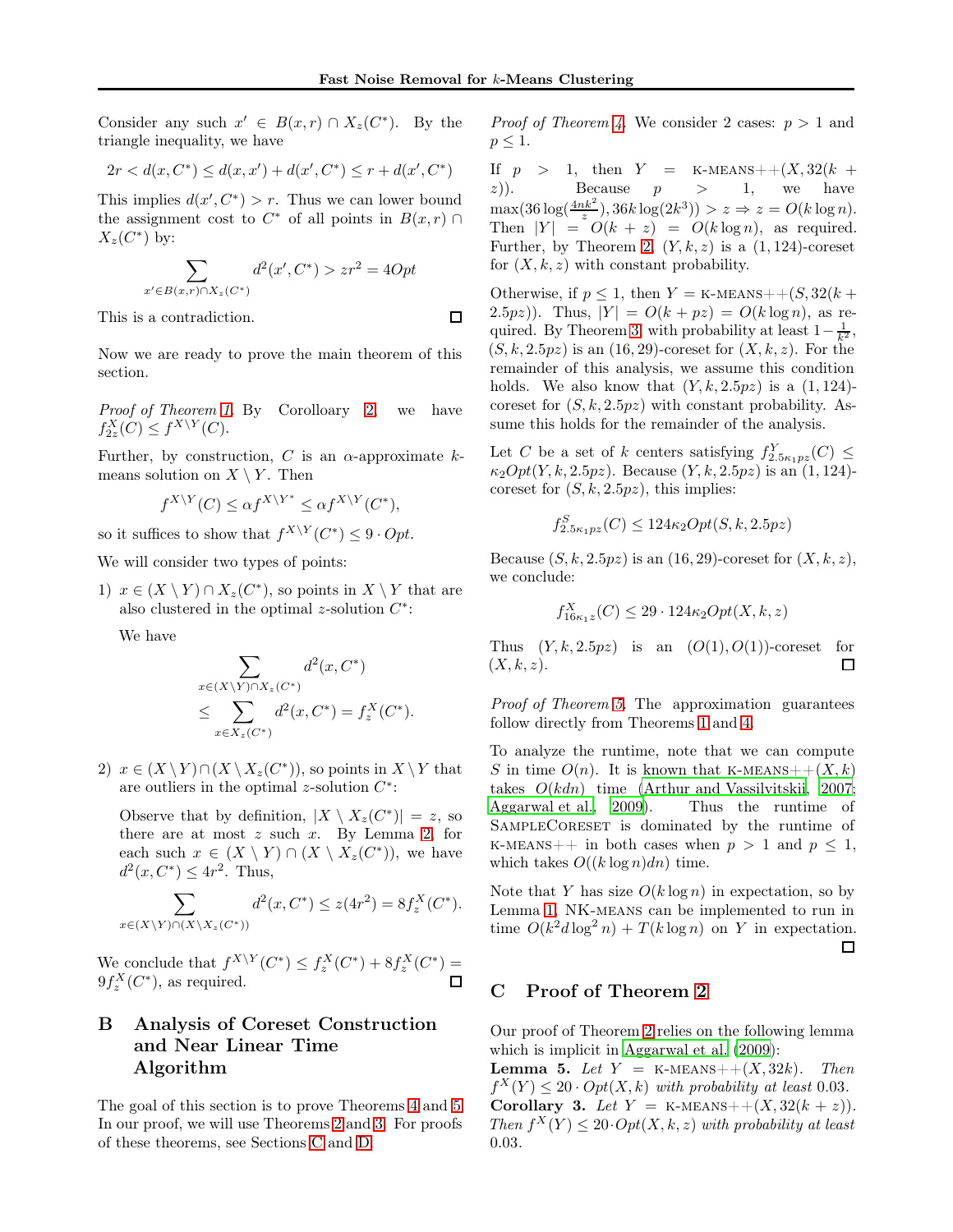Consider any such $x' \in B(x,r) \cap X_z(C^*)$. By the triangle inequality, we have

$$2r < d(x,C^*) \leq d(x,x') + d(x',C^*) \leq r + d(x',C^*)$$

This implies $d(x',C^*) > r$. Thus we can lower bound the assignment cost to $C^*$ of all points in $B(x,r) \cap X_z(C^*)$ by:

$$\sum_{x' \in B(x,r) \cap X_z(C^*)} d^2(x',C^*) > zr^2 = 4Opt$$

This is a contradiction. $\square$

Now we are ready to prove the main theorem of this section.

*Proof of Theorem 1.* By Corollary 2 we have $f^X_{2z}(C) \leq f^{X \setminus Y}(C)$.

Further, by construction, $C$ is an $\alpha$-approximate $k$-means solution on $X \setminus Y$. Then

$$f^{X \setminus Y}(C) \leq \alpha f^{X \setminus Y^*} \leq \alpha f^{X \setminus Y}(C^*),$$

so it suffices to show that $f^{X \setminus Y}(C^*) \leq 9 \cdot Opt$.

We will consider two types of points:

1) $x \in (X \setminus Y) \cap X_z(C^*)$, so points in $X \setminus Y$ that are also clustered in the optimal $z$-solution $C^*$:

   We have

$$\sum_{x \in (X \setminus Y) \cap X_z(C^*)} d^2(x,C^*) \leq \sum_{x \in X_z(C^*)} d^2(x,C^*) = f^X_z(C^*).$$

2) $x \in (X \setminus Y) \cap (X \setminus X_z(C^*))$, so points in $X \setminus Y$ that are outliers in the optimal $z$-solution $C^*$:

   Observe that by definition, $|X \setminus X_z(C^*)| = z$, so there are at most $z$ such $x$. By Lemma 2, for each such $x \in (X \setminus Y) \cap (X \setminus X_z(C^*))$, we have $d^2(x,C^*) \leq 4r^2$. Thus,

$$\sum_{x \in (X \setminus Y) \cap (X \setminus X_z(C^*))} d^2(x,C^*) \leq z(4r^2) = 8 f^X_z(C^*).$$

We conclude that $f^{X \setminus Y}(C^*) \leq f^X_z(C^*) + 8 f^X_z(C^*) = 9 f^X_z(C^*)$, as required. $\square$

## B Analysis of Coreset Construction and Near Linear Time Algorithm

The goal of this section is to prove Theorems 4 and 5. In our proof, we will use Theorems 2 and 3. For proofs of these theorems, see Sections C and D.

*Proof of Theorem 4.* We consider 2 cases: $p > 1$ and $p \leq 1$.

If $p > 1$, then $Y = $ k-means++$(X, 32(k+z))$. Because $p > 1$, we have $\max(36\log(\frac{4nk^2}{z}), 36k\log(2k^3)) > z \Rightarrow z = O(k \log n)$. Then $|Y| = O(k+z) = O(k \log n)$, as required. Further, by Theorem 2, $(Y,k,z)$ is a $(1,124)$-coreset for $(X,k,z)$ with constant probability.

Otherwise, if $p \leq 1$, then $Y = $ k-means++$(S, 32(k+2.5pz))$. Thus, $|Y| = O(k+pz) = O(k \log n)$, as required. By Theorem 3, with probability at least $1 - \frac{1}{k^2}$, $(S,k,2.5pz)$ is an $(16,29)$-coreset for $(X,k,z)$. For the remainder of this analysis, we assume this condition holds. We also know that $(Y,k,2.5pz)$ is a $(1,124)$-coreset for $(S,k,2.5pz)$ with constant probability. Assume this holds for the remainder of the analysis.

Let $C$ be a set of $k$ centers satisfying $f^Y_{2.5\kappa_1 pz}(C) \leq \kappa_2 Opt(Y,k,2.5pz)$. Because $(Y,k,2.5pz)$ is an $(1,124)$-coreset for $(S,k,2.5pz)$, this implies:

$$f^S_{2.5\kappa_1 pz}(C) \leq 124\kappa_2 Opt(S,k,2.5pz)$$

Because $(S,k,2.5pz)$ is an $(16,29)$-coreset for $(X,k,z)$, we conclude:

$$f^X_{16\kappa_1 z}(C) \leq 29 \cdot 124\kappa_2 Opt(X,k,z)$$

Thus $(Y,k,2.5pz)$ is an $(O(1),O(1))$-coreset for $(X,k,z)$. $\square$

*Proof of Theorem 5.* The approximation guarantees follow directly from Theorems 1 and 4.

To analyze the runtime, note that we can compute $S$ in time $O(n)$. It is known that k-means++$(X,k)$ takes $O(kdn)$ time (Arthur and Vassilvitskii, 2007; Aggarwal et al., 2009). Thus the runtime of SampleCoreset is dominated by the runtime of k-means++ in both cases when $p > 1$ and $p \leq 1$, which takes $O((k \log n)dn)$ time.

Note that $Y$ has size $O(k \log n)$ in expectation, so by Lemma 1, NK-means can be implemented to run in time $O(k^2 d \log^2 n) + T(k \log n)$ on $Y$ in expectation. $\square$

## C Proof of Theorem 2

Our proof of Theorem 2 relies on the following lemma which is implicit in Aggarwal et al. (2009):

**Lemma 5.** *Let $Y = $ k-means++$(X, 32k)$. Then $f^X(Y) \leq 20 \cdot Opt(X,k)$ with probability at least 0.03.*

**Corollary 3.** *Let $Y = $ k-means++$(X, 32(k+z))$. Then $f^X(Y) \leq 20 \cdot Opt(X,k,z)$ with probability at least 0.03.*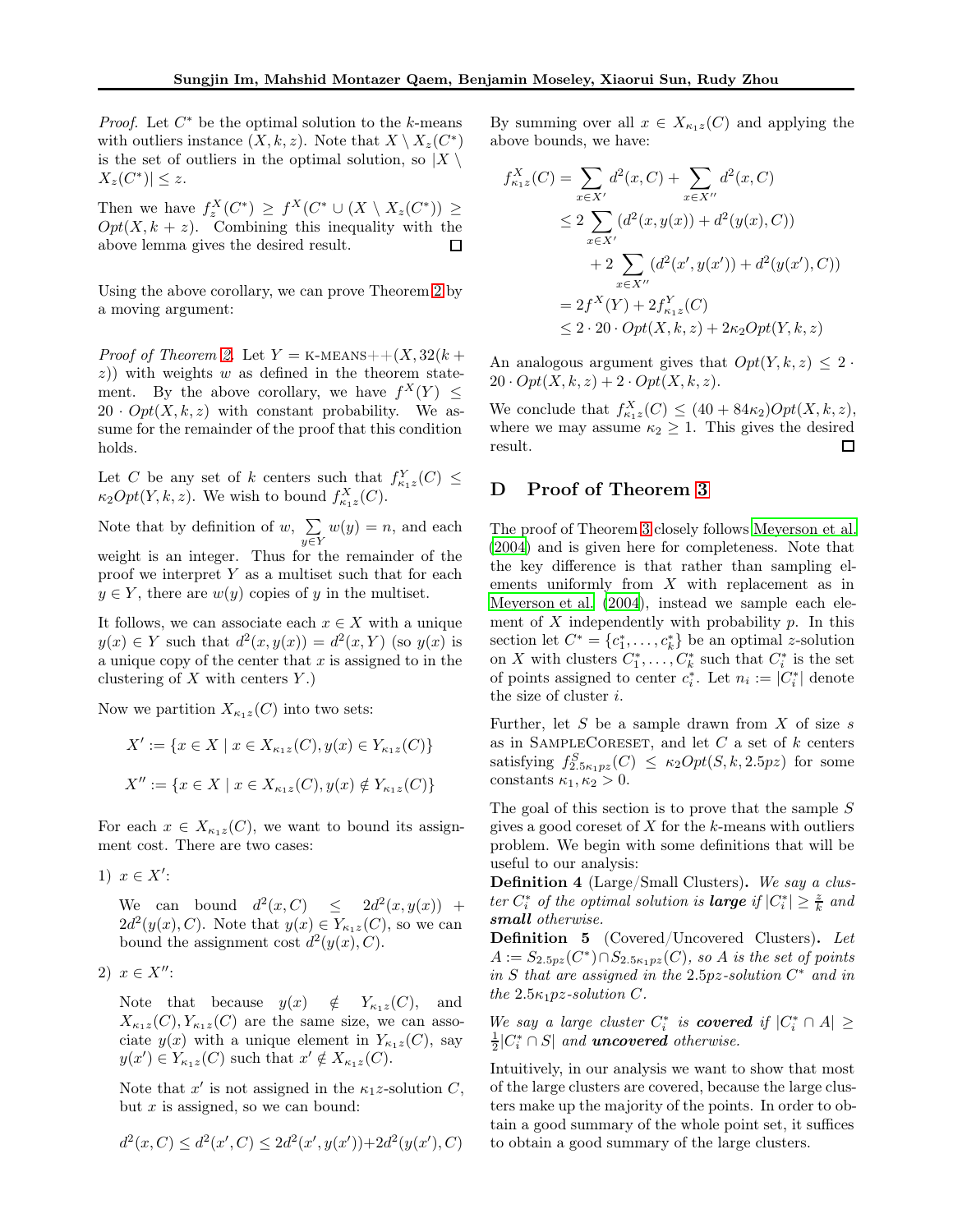*Proof.* Let $C^*$ be the optimal solution to the $k$-means with outliers instance $(X, k, z)$. Note that $X \setminus X_z(C^*)$ is the set of outliers in the optimal solution, so $|X \setminus X_z(C^*)| \leq z$.

Then we have $f_z^X(C^*) \geq f^X(C^* \cup (X \setminus X_z(C^*)) \geq Opt(X, k+z)$. Combining this inequality with the above lemma gives the desired result. □

Using the above corollary, we can prove Theorem 2 by a moving argument:

*Proof of Theorem 2.* Let $Y = \text{K-MEANS++}(X, 32(k+z))$ with weights $w$ as defined in the theorem statement. By the above corollary, we have $f^X(Y) \leq 20 \cdot Opt(X, k, z)$ with constant probability. We assume for the remainder of the proof that this condition holds.

Let $C$ be any set of $k$ centers such that $f^Y_{\kappa_1 z}(C) \leq \kappa_2 Opt(Y, k, z)$. We wish to bound $f^X_{\kappa_1 z}(C)$.

Note that by definition of $w$, $\sum_{y \in Y} w(y) = n$, and each weight is an integer. Thus for the remainder of the proof we interpret $Y$ as a multiset such that for each $y \in Y$, there are $w(y)$ copies of $y$ in the multiset.

It follows, we can associate each $x \in X$ with a unique $y(x) \in Y$ such that $d^2(x, y(x)) = d^2(x, Y)$ (so $y(x)$ is a unique copy of the center that $x$ is assigned to in the clustering of $X$ with centers $Y$.)

Now we partition $X_{\kappa_1 z}(C)$ into two sets:

$$X' := \{x \in X \mid x \in X_{\kappa_1 z}(C), y(x) \in Y_{\kappa_1 z}(C)\}$$

$$X'' := \{x \in X \mid x \in X_{\kappa_1 z}(C), y(x) \notin Y_{\kappa_1 z}(C)\}$$

For each $x \in X_{\kappa_1 z}(C)$, we want to bound its assignment cost. There are two cases:

1) $x \in X'$:

   We can bound $d^2(x, C) \leq 2d^2(x, y(x)) + 2d^2(y(x), C)$. Note that $y(x) \in Y_{\kappa_1 z}(C)$, so we can bound the assignment cost $d^2(y(x), C)$.

2) $x \in X''$:

   Note that because $y(x) \notin Y_{\kappa_1 z}(C)$, and $X_{\kappa_1 z}(C), Y_{\kappa_1 z}(C)$ are the same size, we can associate $y(x)$ with a unique element in $Y_{\kappa_1 z}(C)$, say $y(x') \in Y_{\kappa_1 z}(C)$ such that $x' \notin X_{\kappa_1 z}(C)$.

   Note that $x'$ is not assigned in the $\kappa_1 z$-solution $C$, but $x$ is assigned, so we can bound:

$$d^2(x, C) \leq d^2(x', C) \leq 2d^2(x', y(x')) + 2d^2(y(x'), C)$$

By summing over all $x \in X_{\kappa_1 z}(C)$ and applying the above bounds, we have:

$$\begin{aligned}
f^X_{\kappa_1 z}(C) &= \sum_{x \in X'} d^2(x, C) + \sum_{x \in X''} d^2(x, C) \\
&\leq 2 \sum_{x \in X'} (d^2(x, y(x)) + d^2(y(x), C)) \\
&\quad + 2 \sum_{x \in X''} (d^2(x', y(x')) + d^2(y(x'), C)) \\
&= 2f^X(Y) + 2f^Y_{\kappa_1 z}(C) \\
&\leq 2 \cdot 20 \cdot Opt(X, k, z) + 2\kappa_2 Opt(Y, k, z)
\end{aligned}$$

An analogous argument gives that $Opt(Y, k, z) \leq 2 \cdot 20 \cdot Opt(X, k, z) + 2 \cdot Opt(X, k, z)$.

We conclude that $f^X_{\kappa_1 z}(C) \leq (40 + 84\kappa_2) Opt(X, k, z)$, where we may assume $\kappa_2 \geq 1$. This gives the desired result. □

## D Proof of Theorem 3

The proof of Theorem 3 closely follows Meyerson et al. (2004) and is given here for completeness. Note that the key difference is that rather than sampling elements uniformly from $X$ with replacement as in Meyerson et al. (2004), instead we sample each element of $X$ independently with probability $p$. In this section let $C^* = \{c_1^*, \ldots, c_k^*\}$ be an optimal $z$-solution on $X$ with clusters $C_1^*, \ldots, C_k^*$ such that $C_i^*$ is the set of points assigned to center $c_i^*$. Let $n_i := |C_i^*|$ denote the size of cluster $i$.

Further, let $S$ be a sample drawn from $X$ of size $s$ as in SampleCoreset, and let $C$ a set of $k$ centers satisfying $f^S_{2.5\kappa_1 pz}(C) \leq \kappa_2 Opt(S, k, 2.5pz)$ for some constants $\kappa_1, \kappa_2 > 0$.

The goal of this section is to prove that the sample $S$ gives a good coreset of $X$ for the $k$-means with outliers problem. We begin with some definitions that will be useful to our analysis:

**Definition 4** (Large/Small Clusters)**.** *We say a cluster $C_i^*$ of the optimal solution is **large** if $|C_i^*| \geq \frac{z}{k}$ and **small** otherwise.*

**Definition 5** (Covered/Uncovered Clusters)**.** *Let $A := S_{2.5pz}(C^*) \cap S_{2.5\kappa_1 pz}(C)$, so $A$ is the set of points in $S$ that are assigned in the $2.5pz$-solution $C^*$ and in the $2.5\kappa_1 pz$-solution $C$.*

*We say a large cluster $C_i^*$ is **covered** if $|C_i^* \cap A| \geq \frac{1}{2}|C_i^* \cap S|$ and **uncovered** otherwise.*

Intuitively, in our analysis we want to show that most of the large clusters are covered, because the large clusters make up the majority of the points. In order to obtain a good summary of the whole point set, it suffices to obtain a good summary of the large clusters.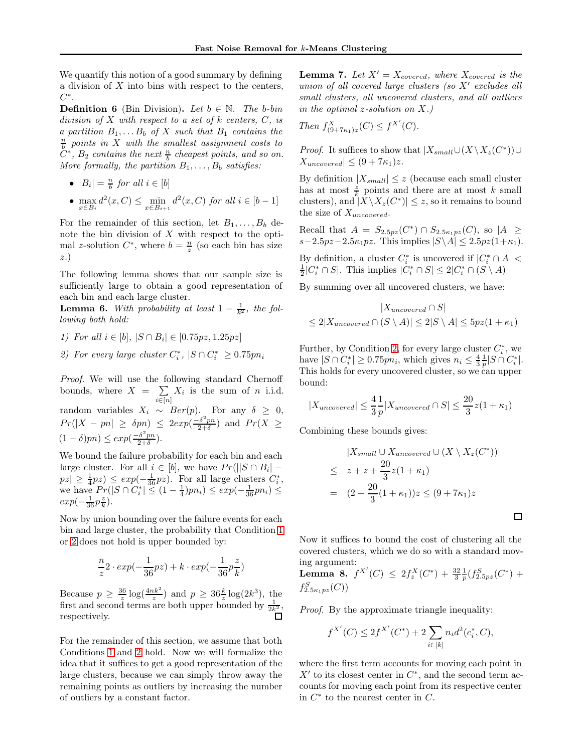We quantify this notion of a good summary by defining a division of $X$ into bins with respect to the centers, $C^*$.

**Definition 6** (Bin Division). *Let $b \in \mathbb{N}$. The $b$-bin division of $X$ with respect to a set of $k$ centers, $C$, is a partition $B_1, \ldots B_b$ of $X$ such that $B_1$ contains the $\frac{n}{b}$ points in $X$ with the smallest assignment costs to $C^*$, $B_2$ contains the next $\frac{n}{b}$ cheapest points, and so on. More formally, the partition $B_1, \ldots, B_b$ satisfies:*

- $|B_i| = \frac{n}{b}$ *for all* $i \in [b]$
- $\max_{x \in B_i} d^2(x, C) \leq \min_{x \in B_{i+1}} d^2(x, C)$ *for all* $i \in [b-1]$

For the remainder of this section, let $B_1, \ldots, B_b$ denote the bin division of $X$ with respect to the optimal $z$-solution $C^*$, where $b = \frac{n}{z}$ (so each bin has size $z$.)

The following lemma shows that our sample size is sufficiently large to obtain a good representation of each bin and each large cluster.

**Lemma 6.** *With probability at least $1 - \frac{1}{k^2}$, the following both hold:*

*1) For all $i \in [b]$, $|S \cap B_i| \in [0.75pz, 1.25pz]$*

*2) For every large cluster $C_i^*$, $|S \cap C_i^*| \geq 0.75pn_i$*

*Proof.* We will use the following standard Chernoff bounds, where $X = \sum_{i \in [n]} X_i$ is the sum of $n$ i.i.d. random variables $X_i \sim Ber(p)$. For any $\delta \geq 0$, $Pr(|X - pn| \geq \delta pn) \leq 2exp(\frac{-\delta^2 pn}{2+\delta})$ and $Pr(X \geq (1-\delta)pn) \leq exp(\frac{-\delta^2 pn}{2+\delta})$.

We bound the failure probability for each bin and each large cluster. For all $i \in [b]$, we have $Pr(||S \cap B_i| - pz| \geq \frac{1}{4}pz) \leq exp(-\frac{1}{36}pz)$. For all large clusters $C_i^*$, we have $Pr(|S \cap C_i^*| \leq (1 - \frac{1}{4})pn_i) \leq exp(-\frac{1}{36}pn_i) \leq exp(-\frac{1}{36}p\frac{z}{k})$.

Now by union bounding over the failure events for each bin and large cluster, the probability that Condition 1 or 2 does not hold is upper bounded by:

$$\frac{n}{z} 2 \cdot exp(-\frac{1}{36}pz) + k \cdot exp(-\frac{1}{36}p\frac{z}{k})$$

Because $p \geq \frac{36}{z}\log(\frac{4nk^2}{z})$ and $p \geq 36\frac{k}{z}\log(2k^3)$, the first and second terms are both upper bounded by $\frac{1}{2k^2}$, respectively. $\square$

For the remainder of this section, we assume that both Conditions 1 and 2 hold. Now we will formalize the idea that it suffices to get a good representation of the large clusters, because we can simply throw away the remaining points as outliers by increasing the number of outliers by a constant factor.

**Lemma 7.** *Let $X' = X_{covered}$, where $X_{covered}$ is the union of all covered large clusters (so $X'$ excludes all small clusters, all uncovered clusters, and all outliers in the optimal $z$-solution on $X$.)*

*Then $f^X_{(9+7\kappa_1)z}(C) \leq f^{X'}(C)$.*

*Proof.* It suffices to show that $|X_{small} \cup (X \setminus X_z(C^*)) \cup X_{uncovered}| \leq (9 + 7\kappa_1)z$.

By definition $|X_{small}| \leq z$ (because each small cluster has at most $\frac{z}{k}$ points and there are at most $k$ small clusters), and $|X \setminus X_z(C^*)| \leq z$, so it remains to bound the size of $X_{uncovered}$.

Recall that $A = S_{2.5pz}(C^*) \cap S_{2.5\kappa_1 pz}(C)$, so $|A| \geq s - 2.5pz - 2.5\kappa_1 pz$. This implies $|S \setminus A| \leq 2.5pz(1 + \kappa_1)$.

By definition, a cluster $C_i^*$ is uncovered if $|C_i^* \cap A| < \frac{1}{2}|C_i^* \cap S|$. This implies $|C_i^* \cap S| \leq 2|C_i^* \cap (S \setminus A)|$

By summing over all uncovered clusters, we have:

$$\begin{aligned}
&|X_{uncovered} \cap S| \\
&\leq 2|X_{uncovered} \cap (S \setminus A)| \leq 2|S \setminus A| \leq 5pz(1 + \kappa_1)
\end{aligned}$$

Further, by Condition 2, for every large cluster $C_i^*$, we have $|S \cap C_i^*| \geq 0.75pn_i$, which gives $n_i \leq \frac{4}{3}\frac{1}{p}|S \cap C_i^*|$. This holds for every uncovered cluster, so we can upper bound:

$$|X_{uncovered}| \leq \frac{4}{3}\frac{1}{p}|X_{uncovered} \cap S| \leq \frac{20}{3}z(1 + \kappa_1)$$

Combining these bounds gives:

$$\begin{aligned}
& |X_{small} \cup X_{uncovered} \cup (X \setminus X_z(C^*))| \\
\leq \quad & z + z + \frac{20}{3}z(1 + \kappa_1) \\
= \quad & (2 + \frac{20}{3}(1 + \kappa_1))z \leq (9 + 7\kappa_1)z
\end{aligned}$$

$\square$

Now it suffices to bound the cost of clustering all the covered clusters, which we do so with a standard moving argument:

**Lemma 8.** $f^{X'}(C) \leq 2f^X_z(C^*) + \frac{32}{3}\frac{1}{p}(f^S_{2.5pz}(C^*) + f^S_{2.5\kappa_1 pz}(C))$

*Proof.* By the approximate triangle inequality:

$$f^{X'}(C) \leq 2f^{X'}(C^*) + 2\sum_{i \in [k]} n_i d^2(c_i^*, C),$$

where the first term accounts for moving each point in $X'$ to its closest center in $C^*$, and the second term accounts for moving each point from its respective center in $C^*$ to the nearest center in $C$.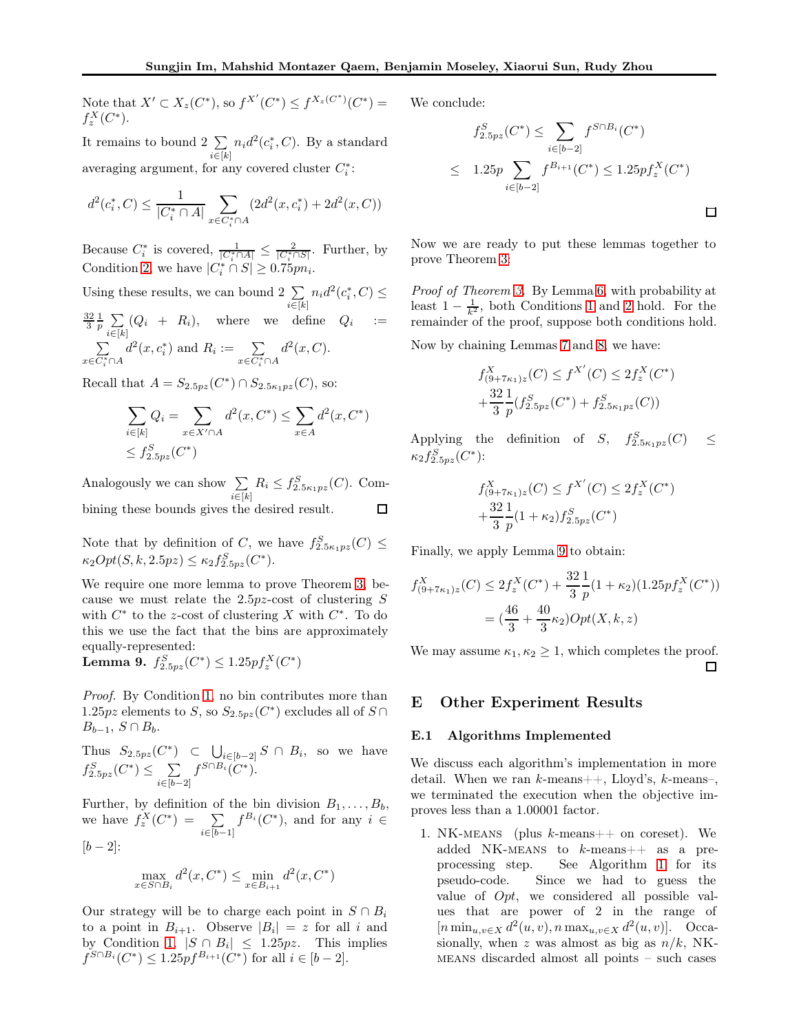Note that $X' \subset X_z(C^*)$, so $f^{X'}(C^*) \leq f^{X_z(C^*)}(C^*) = f^X_z(C^*)$.

It remains to bound $2\sum_{i\in[k]} n_i d^2(c_i^*, C)$. By a standard averaging argument, for any covered cluster $C_i^*$:

$$d^2(c_i^*, C) \leq \frac{1}{|C_i^* \cap A|} \sum_{x \in C_i^* \cap A} (2d^2(x, c_i^*) + 2d^2(x, C))$$

Because $C_i^*$ is covered, $\frac{1}{|C_i^* \cap A|} \leq \frac{2}{|C_i^* \cap S|}$. Further, by Condition 2, we have $|C_i^* \cap S| \geq 0.75pn_i$.

Using these results, we can bound $2\sum_{i\in[k]} n_i d^2(c_i^*, C) \leq \frac{32}{3}\frac{1}{p}\sum_{i\in[k]}(Q_i + R_i)$, where we define $Q_i := \sum_{x\in C_i^*\cap A} d^2(x, c_i^*)$ and $R_i := \sum_{x \in C_i^* \cap A} d^2(x, C)$.

Recall that $A = S_{2.5pz}(C^*) \cap S_{2.5\kappa_1 pz}(C)$, so:

$$\begin{aligned}\sum_{i\in[k]} Q_i &= \sum_{x\in X'\cap A} d^2(x, C^*) \leq \sum_{x\in A} d^2(x, C^*) \\ &\leq f^S_{2.5pz}(C^*)\end{aligned}$$

Analogously we can show $\sum_{i\in[k]} R_i \leq f^S_{2.5\kappa_1 pz}(C)$. Combining these bounds gives the desired result. ☐

Note that by definition of $C$, we have $f^S_{2.5\kappa_1 pz}(C) \leq \kappa_2 Opt(S, k, 2.5pz) \leq \kappa_2 f^S_{2.5pz}(C^*)$.

We require one more lemma to prove Theorem 3, because we must relate the $2.5pz$-cost of clustering $S$ with $C^*$ to the $z$-cost of clustering $X$ with $C^*$. To do this we use the fact that the bins are approximately equally-represented:

**Lemma 9.** $f^S_{2.5pz}(C^*) \leq 1.25pf^X_z(C^*)$

*Proof.* By Condition 1, no bin contributes more than $1.25pz$ elements to $S$, so $S_{2.5pz}(C^*)$ excludes all of $S \cap B_{b-1}$, $S \cap B_b$.

Thus $S_{2.5pz}(C^*) \subset \bigcup_{i\in[b-2]} S\cap B_i$, so we have $f^S_{2.5pz}(C^*) \leq \sum_{i\in[b-2]} f^{S\cap B_i}(C^*)$.

Further, by definition of the bin division $B_1, \ldots, B_b$, we have $f^X_z(C^*) = \sum_{i\in[b-1]} f^{B_i}(C^*)$, and for any $i \in [b-2]$:

$$\max_{x\in S\cap B_i} d^2(x, C^*) \leq \min_{x\in B_{i+1}} d^2(x, C^*)$$

Our strategy will be to charge each point in $S \cap B_i$ to a point in $B_{i+1}$. Observe $|B_i| = z$ for all $i$ and by Condition 1, $|S \cap B_i| \leq 1.25pz$. This implies $f^{S\cap B_i}(C^*) \leq 1.25pf^{B_{i+1}}(C^*)$ for all $i \in [b-2]$.

We conclude:

$$\begin{aligned}f^S_{2.5pz}(C^*) &\leq \sum_{i\in[b-2]} f^{S\cap B_i}(C^*) \\ &\leq 1.25p\sum_{i\in[b-2]} f^{B_{i+1}}(C^*) \leq 1.25pf^X_z(C^*)\end{aligned}$$

☐

Now we are ready to put these lemmas together to prove Theorem 3:

*Proof of Theorem 3.* By Lemma 6, with probability at least $1 - \frac{1}{k^2}$, both Conditions 1 and 2 hold. For the remainder of the proof, suppose both conditions hold.

Now by chaining Lemmas 7 and 8, we have:

$$\begin{aligned}f^X_{(9+7\kappa_1)z}(C) &\leq f^{X'}(C) \leq 2f^X_z(C^*) \\ &+ \frac{32}{3}\frac{1}{p}(f^S_{2.5pz}(C^*) + f^S_{2.5\kappa_1 pz}(C))\end{aligned}$$

Applying the definition of $S$, $f^S_{2.5\kappa_1 pz}(C) \leq \kappa_2 f^S_{2.5pz}(C^*)$:

$$\begin{aligned}f^X_{(9+7\kappa_1)z}(C) &\leq f^{X'}(C) \leq 2f^X_z(C^*) \\ &+ \frac{32}{3}\frac{1}{p}(1+\kappa_2) f^S_{2.5pz}(C^*)\end{aligned}$$

Finally, we apply Lemma 9 to obtain:

$$\begin{aligned}f^X_{(9+7\kappa_1)z}(C) &\leq 2f^X_z(C^*) + \frac{32}{3}\frac{1}{p}(1+\kappa_2)(1.25pf^X_z(C^*)) \\ &= (\frac{46}{3} + \frac{40}{3}\kappa_2)Opt(X, k, z)\end{aligned}$$

We may assume $\kappa_1, \kappa_2 \geq 1$, which completes the proof. ☐

## E Other Experiment Results

### E.1 Algorithms Implemented

We discuss each algorithm's implementation in more detail. When we ran $k$-means++, Lloyd's, $k$-means–, we terminated the execution when the objective improves less than a 1.00001 factor.

1. NK-MEANS (plus $k$-means++ on coreset). We added NK-MEANS to $k$-means++ as a preprocessing step. See Algorithm 1 for its pseudo-code. Since we had to guess the value of $Opt$, we considered all possible values that are power of 2 in the range of $[n \min_{u,v\in X} d^2(u,v), n \max_{u,v\in X} d^2(u,v)]$. Occasionally, when $z$ was almost as big as $n/k$, NK-MEANS discarded almost all points – such cases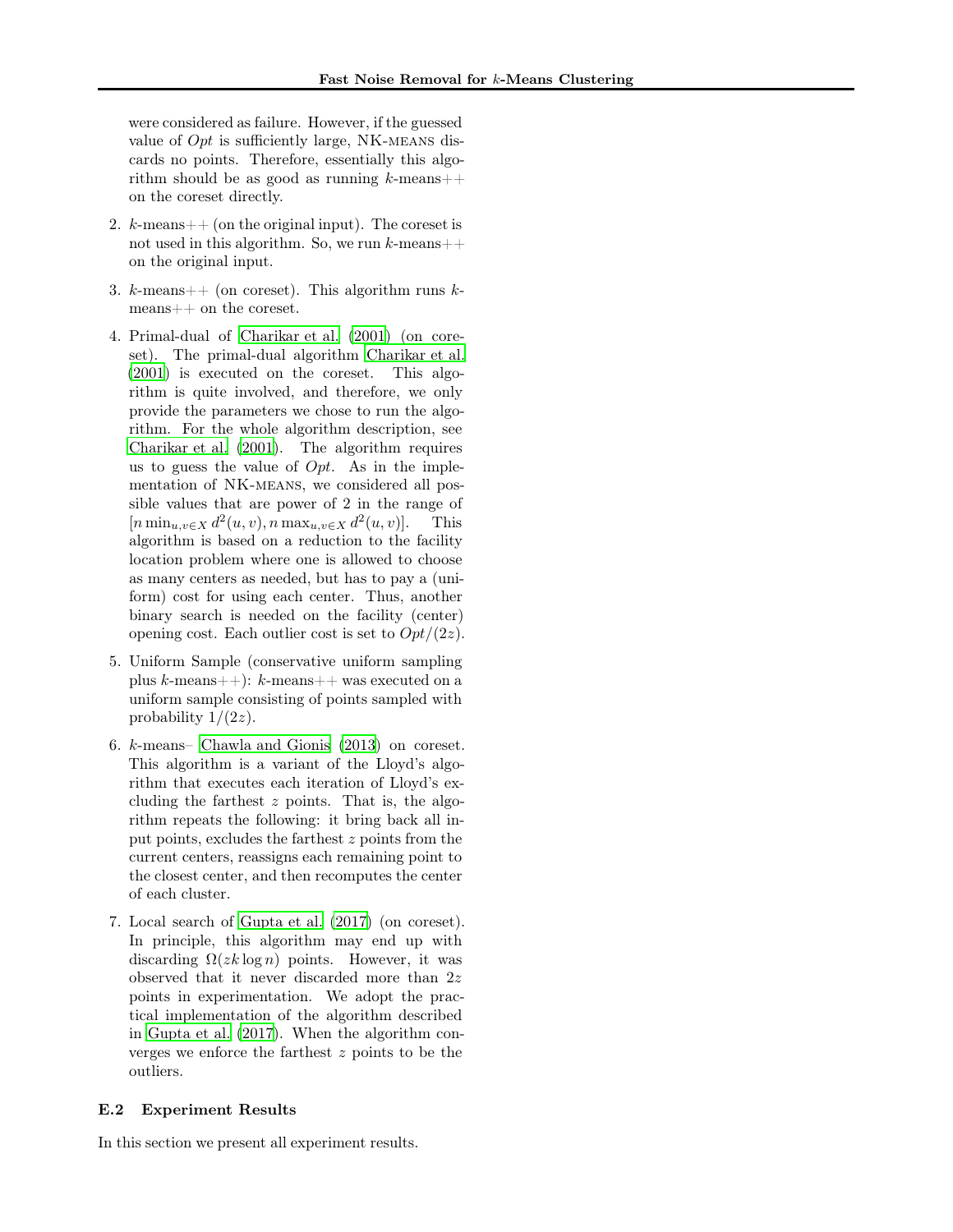were considered as failure. However, if the guessed value of *Opt* is sufficiently large, NK-MEANS discards no points. Therefore, essentially this algorithm should be as good as running $k$-means++ on the coreset directly.

2. $k$-means++ (on the original input). The coreset is not used in this algorithm. So, we run $k$-means++ on the original input.

3. $k$-means++ (on coreset). This algorithm runs $k$-means++ on the coreset.

4. Primal-dual of Charikar et al. (2001) (on coreset). The primal-dual algorithm Charikar et al. (2001) is executed on the coreset. This algorithm is quite involved, and therefore, we only provide the parameters we chose to run the algorithm. For the whole algorithm description, see Charikar et al. (2001). The algorithm requires us to guess the value of *Opt*. As in the implementation of NK-MEANS, we considered all possible values that are power of 2 in the range of $[n \min_{u,v \in X} d^2(u, v), n \max_{u,v \in X} d^2(u, v)]$. This algorithm is based on a reduction to the facility location problem where one is allowed to choose as many centers as needed, but has to pay a (uniform) cost for using each center. Thus, another binary search is needed on the facility (center) opening cost. Each outlier cost is set to $Opt/(2z)$.

5. Uniform Sample (conservative uniform sampling plus $k$-means++): $k$-means++ was executed on a uniform sample consisting of points sampled with probability $1/(2z)$.

6. $k$-means– Chawla and Gionis (2013) on coreset. This algorithm is a variant of the Lloyd's algorithm that executes each iteration of Lloyd's excluding the farthest $z$ points. That is, the algorithm repeats the following: it bring back all input points, excludes the farthest $z$ points from the current centers, reassigns each remaining point to the closest center, and then recomputes the center of each cluster.

7. Local search of Gupta et al. (2017) (on coreset). In principle, this algorithm may end up with discarding $\Omega(zk \log n)$ points. However, it was observed that it never discarded more than $2z$ points in experimentation. We adopt the practical implementation of the algorithm described in Gupta et al. (2017). When the algorithm converges we enforce the farthest $z$ points to be the outliers.

### E.2 Experiment Results

In this section we present all experiment results.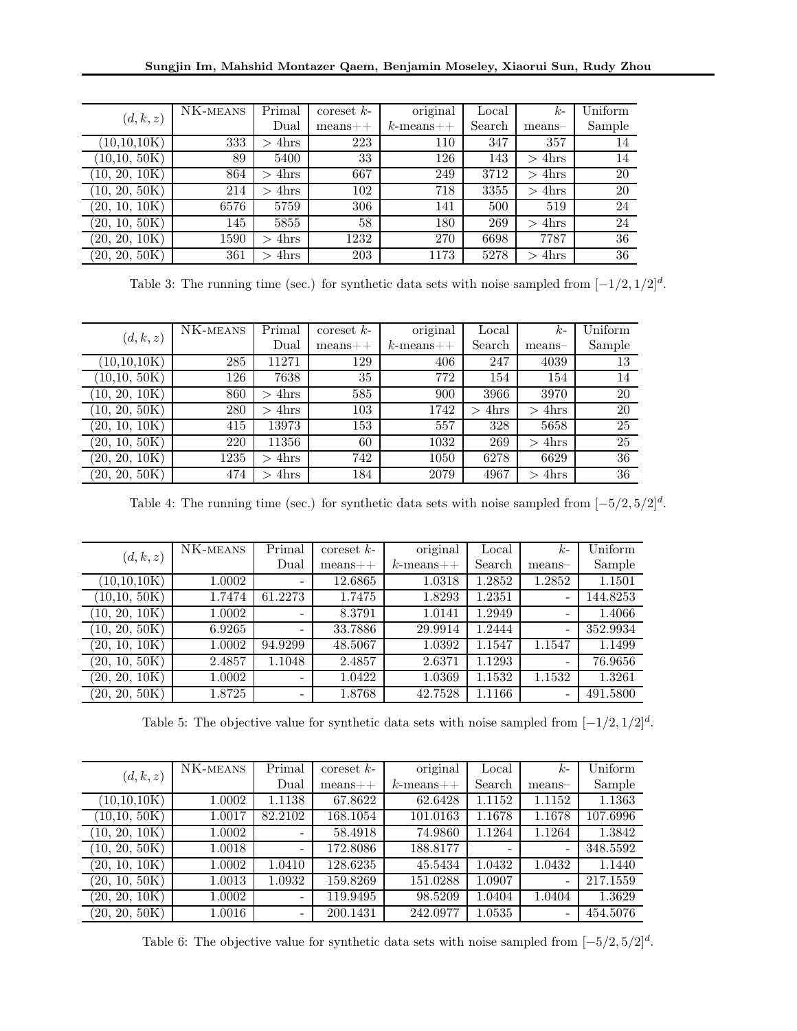| $(d, k, z)$ | NK-MEANS | Primal Dual | coreset $k$-means++ | original $k$-means++ | Local Search | $k$-means– | Uniform Sample |
|---|---|---|---|---|---|---|---|
| (10,10,10K) | 333 | > 4hrs | 223 | 110 | 347 | 357 | 14 |
| (10,10, 50K) | 89 | 5400 | 33 | 126 | 143 | > 4hrs | 14 |
| (10, 20, 10K) | 864 | > 4hrs | 667 | 249 | 3712 | > 4hrs | 20 |
| (10, 20, 50K) | 214 | > 4hrs | 102 | 718 | 3355 | > 4hrs | 20 |
| (20, 10, 10K) | 6576 | 5759 | 306 | 141 | 500 | 519 | 24 |
| (20, 10, 50K) | 145 | 5855 | 58 | 180 | 269 | > 4hrs | 24 |
| (20, 20, 10K) | 1590 | > 4hrs | 1232 | 270 | 6698 | 7787 | 36 |
| (20, 20, 50K) | 361 | > 4hrs | 203 | 1173 | 5278 | > 4hrs | 36 |

Table 3: The running time (sec.) for synthetic data sets with noise sampled from $[-1/2, 1/2]^d$.

| $(d, k, z)$ | NK-MEANS | Primal Dual | coreset $k$-means++ | original $k$-means++ | Local Search | $k$-means– | Uniform Sample |
|---|---|---|---|---|---|---|---|
| (10,10,10K) | 285 | 11271 | 129 | 406 | 247 | 4039 | 13 |
| (10,10, 50K) | 126 | 7638 | 35 | 772 | 154 | 154 | 14 |
| (10, 20, 10K) | 860 | > 4hrs | 585 | 900 | 3966 | 3970 | 20 |
| (10, 20, 50K) | 280 | > 4hrs | 103 | 1742 | > 4hrs | > 4hrs | 20 |
| (20, 10, 10K) | 415 | 13973 | 153 | 557 | 328 | 5658 | 25 |
| (20, 10, 50K) | 220 | 11356 | 60 | 1032 | 269 | > 4hrs | 25 |
| (20, 20, 10K) | 1235 | > 4hrs | 742 | 1050 | 6278 | 6629 | 36 |
| (20, 20, 50K) | 474 | > 4hrs | 184 | 2079 | 4967 | > 4hrs | 36 |

Table 4: The running time (sec.) for synthetic data sets with noise sampled from $[-5/2, 5/2]^d$.

| $(d, k, z)$ | NK-MEANS | Primal Dual | coreset $k$-means++ | original $k$-means++ | Local Search | $k$-means– | Uniform Sample |
|---|---|---|---|---|---|---|---|
| (10,10,10K) | 1.0002 | - | 12.6865 | 1.0318 | 1.2852 | 1.2852 | 1.1501 |
| (10,10, 50K) | 1.7474 | 61.2273 | 1.7475 | 1.8293 | 1.2351 | - | 144.8253 |
| (10, 20, 10K) | 1.0002 | - | 8.3791 | 1.0141 | 1.2949 | - | 1.4066 |
| (10, 20, 50K) | 6.9265 | - | 33.7886 | 29.9914 | 1.2444 | - | 352.9934 |
| (20, 10, 10K) | 1.0002 | 94.9299 | 48.5067 | 1.0392 | 1.1547 | 1.1547 | 1.1499 |
| (20, 10, 50K) | 2.4857 | 1.1048 | 2.4857 | 2.6371 | 1.1293 | - | 76.9656 |
| (20, 20, 10K) | 1.0002 | - | 1.0422 | 1.0369 | 1.1532 | 1.1532 | 1.3261 |
| (20, 20, 50K) | 1.8725 | - | 1.8768 | 42.7528 | 1.1166 | - | 491.5800 |

Table 5: The objective value for synthetic data sets with noise sampled from $[-1/2, 1/2]^d$.

| $(d, k, z)$ | NK-MEANS | Primal Dual | coreset $k$-means++ | original $k$-means++ | Local Search | $k$-means– | Uniform Sample |
|---|---|---|---|---|---|---|---|
| (10,10,10K) | 1.0002 | 1.1138 | 67.8622 | 62.6428 | 1.1152 | 1.1152 | 1.1363 |
| (10,10, 50K) | 1.0017 | 82.2102 | 168.1054 | 101.0163 | 1.1678 | 1.1678 | 107.6996 |
| (10, 20, 10K) | 1.0002 | - | 58.4918 | 74.9860 | 1.1264 | 1.1264 | 1.3842 |
| (10, 20, 50K) | 1.0018 | - | 172.8086 | 188.8177 | - | - | 348.5592 |
| (20, 10, 10K) | 1.0002 | 1.0410 | 128.6235 | 45.5434 | 1.0432 | 1.0432 | 1.1440 |
| (20, 10, 50K) | 1.0013 | 1.0932 | 159.8269 | 151.0288 | 1.0907 | - | 217.1559 |
| (20, 20, 10K) | 1.0002 | - | 119.9495 | 98.5209 | 1.0404 | 1.0404 | 1.3629 |
| (20, 20, 50K) | 1.0016 | - | 200.1431 | 242.0977 | 1.0535 | - | 454.5076 |

Table 6: The objective value for synthetic data sets with noise sampled from $[-5/2, 5/2]^d$.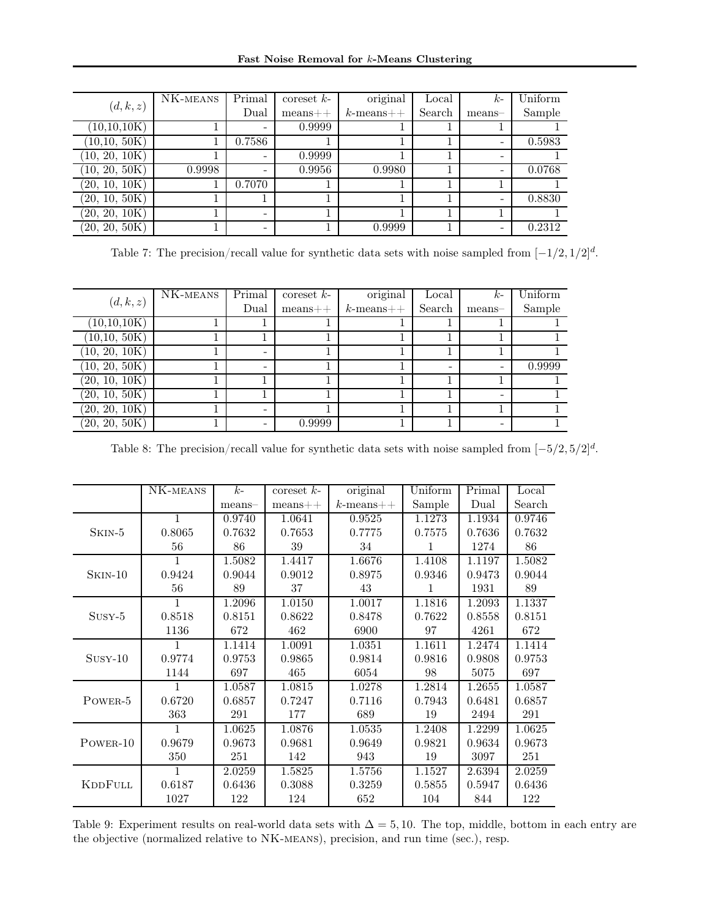| $(d, k, z)$ | NK-MEANS | Primal Dual | coreset $k$-means++ | original $k$-means++ | Local Search | $k$-means– | Uniform Sample |
|---|---|---|---|---|---|---|---|
| (10,10,10K) | 1 | - | 0.9999 | 1 | 1 | 1 | 1 |
| (10,10, 50K) | 1 | 0.7586 | 1 | 1 | 1 | - | 0.5983 |
| (10, 20, 10K) | 1 | - | 0.9999 | 1 | 1 | - | 1 |
| (10, 20, 50K) | 0.9998 | - | 0.9956 | 0.9980 | 1 | - | 0.0768 |
| (20, 10, 10K) | 1 | 0.7070 | 1 | 1 | 1 | 1 | 1 |
| (20, 10, 50K) | 1 | 1 | 1 | 1 | 1 | - | 0.8830 |
| (20, 20, 10K) | 1 | - | 1 | 1 | 1 | 1 | 1 |
| (20, 20, 50K) | 1 | - | 1 | 0.9999 | 1 | - | 0.2312 |

Table 7: The precision/recall value for synthetic data sets with noise sampled from $[-1/2, 1/2]^d$.

| $(d, k, z)$ | NK-MEANS | Primal Dual | coreset $k$-means++ | original $k$-means++ | Local Search | $k$-means– | Uniform Sample |
|---|---|---|---|---|---|---|---|
| (10,10,10K) | 1 | 1 | 1 | 1 | 1 | 1 | 1 |
| (10,10, 50K) | 1 | 1 | 1 | 1 | 1 | 1 | 1 |
| (10, 20, 10K) | 1 | - | 1 | 1 | 1 | 1 | 1 |
| (10, 20, 50K) | 1 | - | 1 | 1 | - | - | 0.9999 |
| (20, 10, 10K) | 1 | 1 | 1 | 1 | 1 | 1 | 1 |
| (20, 10, 50K) | 1 | 1 | 1 | 1 | 1 | - | 1 |
| (20, 20, 10K) | 1 | - | 1 | 1 | 1 | 1 | 1 |
| (20, 20, 50K) | 1 | - | 0.9999 | 1 | 1 | - | 1 |

Table 8: The precision/recall value for synthetic data sets with noise sampled from $[-5/2, 5/2]^d$.

| | NK-MEANS | $k$-means– | coreset $k$-means++ | original $k$-means++ | Uniform Sample | Primal Dual | Local Search |
|---|---|---|---|---|---|---|---|
| SKIN-5 | 1<br>0.8065<br>56 | 0.9740<br>0.7632<br>86 | 1.0641<br>0.7653<br>39 | 0.9525<br>0.7775<br>34 | 1.1273<br>0.7575<br>1 | 1.1934<br>0.7636<br>1274 | 0.9746<br>0.7632<br>86 |
| SKIN-10 | 1<br>0.9424<br>56 | 1.5082<br>0.9044<br>89 | 1.4417<br>0.9012<br>37 | 1.6676<br>0.8975<br>43 | 1.4108<br>0.9346<br>1 | 1.1197<br>0.9473<br>1931 | 1.5082<br>0.9044<br>89 |
| SUSY-5 | 1<br>0.8518<br>1136 | 1.2096<br>0.8151<br>672 | 1.0150<br>0.8622<br>462 | 1.0017<br>0.8478<br>6900 | 1.1816<br>0.7622<br>97 | 1.2093<br>0.8558<br>4261 | 1.1337<br>0.8151<br>672 |
| SUSY-10 | 1<br>0.9774<br>1144 | 1.1414<br>0.9753<br>697 | 1.0091<br>0.9865<br>465 | 1.0351<br>0.9814<br>6054 | 1.1611<br>0.9816<br>98 | 1.2474<br>0.9808<br>5075 | 1.1414<br>0.9753<br>697 |
| POWER-5 | 1<br>0.6720<br>363 | 1.0587<br>0.6857<br>291 | 1.0815<br>0.7247<br>177 | 1.0278<br>0.7116<br>689 | 1.2814<br>0.7943<br>19 | 1.2655<br>0.6481<br>2494 | 1.0587<br>0.6857<br>291 |
| POWER-10 | 1<br>0.9679<br>350 | 1.0625<br>0.9673<br>251 | 1.0876<br>0.9681<br>142 | 1.0535<br>0.9649<br>943 | 1.2408<br>0.9821<br>19 | 1.2299<br>0.9634<br>3097 | 1.0625<br>0.9673<br>251 |
| KDDFULL | 1<br>0.6187<br>1027 | 2.0259<br>0.6436<br>122 | 1.5825<br>0.3088<br>124 | 1.5756<br>0.3259<br>652 | 1.1527<br>0.5855<br>104 | 2.6394<br>0.5947<br>844 | 2.0259<br>0.6436<br>122 |

Table 9: Experiment results on real-world data sets with $\Delta = 5, 10$. The top, middle, bottom in each entry are the objective (normalized relative to NK-MEANS), precision, and run time (sec.), resp.